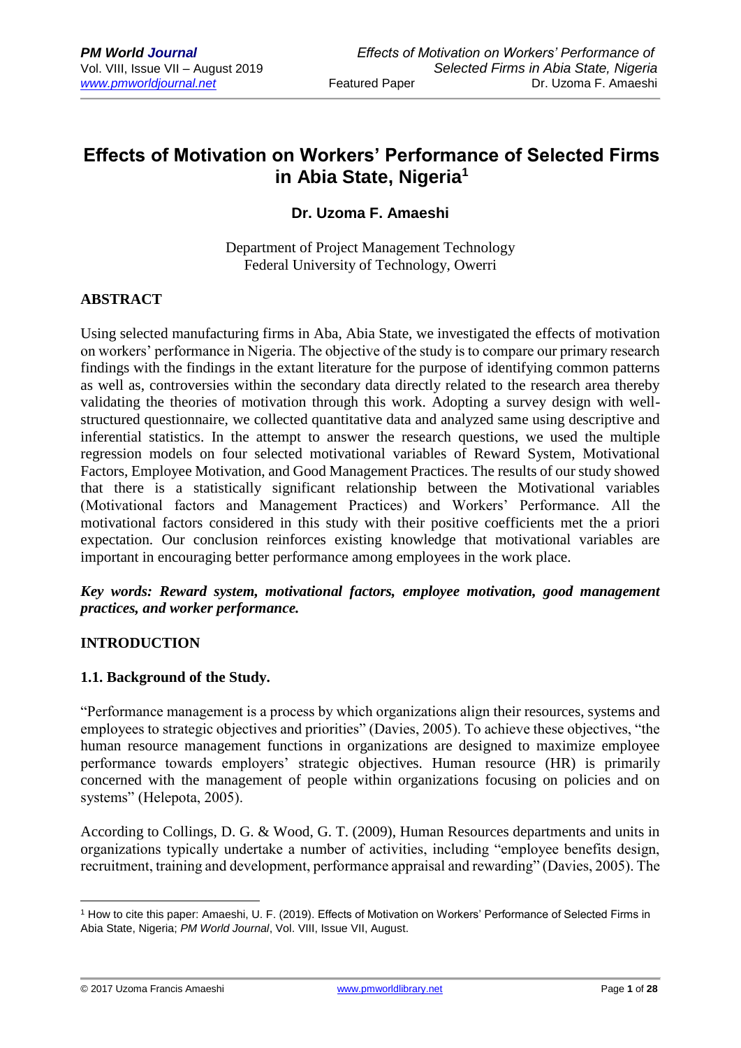# Effects of Motivation on Workers' Performance of Selected Firms in Abia State, Nigeria[1]

**Dr. Uzoma F. Amaeshi**

Department of Project Management Technology
Federal University of Technology, Owerri

## ABSTRACT

Using selected manufacturing firms in Aba, Abia State, we investigated the effects of motivation on workers' performance in Nigeria. The objective of the study is to compare our primary research findings with the findings in the extant literature for the purpose of identifying common patterns as well as, controversies within the secondary data directly related to the research area thereby validating the theories of motivation through this work. Adopting a survey design with well-structured questionnaire, we collected quantitative data and analyzed same using descriptive and inferential statistics. In the attempt to answer the research questions, we used the multiple regression models on four selected motivational variables of Reward System, Motivational Factors, Employee Motivation, and Good Management Practices. The results of our study showed that there is a statistically significant relationship between the Motivational variables (Motivational factors and Management Practices) and Workers' Performance. All the motivational factors considered in this study with their positive coefficients met the a priori expectation. Our conclusion reinforces existing knowledge that motivational variables are important in encouraging better performance among employees in the work place.

***Key words: Reward system, motivational factors, employee motivation, good management practices, and worker performance.***

## INTRODUCTION

### 1.1. Background of the Study.

"Performance management is a process by which organizations align their resources, systems and employees to strategic objectives and priorities" (Davies, 2005). To achieve these objectives, "the human resource management functions in organizations are designed to maximize employee performance towards employers' strategic objectives. Human resource (HR) is primarily concerned with the management of people within organizations focusing on policies and on systems" (Helepota, 2005).

According to Collings, D. G. & Wood, G. T. (2009), Human Resources departments and units in organizations typically undertake a number of activities, including "employee benefits design, recruitment, training and development, performance appraisal and rewarding" (Davies, 2005). The

---

[1] How to cite this paper: Amaeshi, U. F. (2019). Effects of Motivation on Workers' Performance of Selected Firms in Abia State, Nigeria; *PM World Journal*, Vol. VIII, Issue VII, August.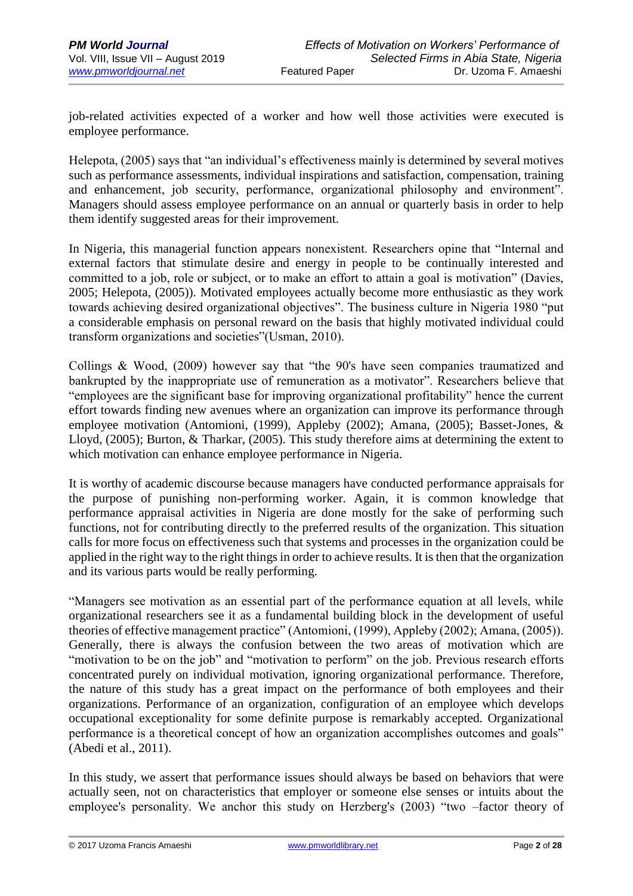job-related activities expected of a worker and how well those activities were executed is employee performance.

Helepota, (2005) says that "an individual's effectiveness mainly is determined by several motives such as performance assessments, individual inspirations and satisfaction, compensation, training and enhancement, job security, performance, organizational philosophy and environment". Managers should assess employee performance on an annual or quarterly basis in order to help them identify suggested areas for their improvement.

In Nigeria, this managerial function appears nonexistent. Researchers opine that "Internal and external factors that stimulate desire and energy in people to be continually interested and committed to a job, role or subject, or to make an effort to attain a goal is motivation" (Davies, 2005; Helepota, (2005)). Motivated employees actually become more enthusiastic as they work towards achieving desired organizational objectives". The business culture in Nigeria 1980 "put a considerable emphasis on personal reward on the basis that highly motivated individual could transform organizations and societies"(Usman, 2010).

Collings & Wood, (2009) however say that "the 90's have seen companies traumatized and bankrupted by the inappropriate use of remuneration as a motivator". Researchers believe that "employees are the significant base for improving organizational profitability" hence the current effort towards finding new avenues where an organization can improve its performance through employee motivation (Antomioni, (1999), Appleby (2002); Amana, (2005); Basset-Jones, & Lloyd, (2005); Burton, & Tharkar, (2005). This study therefore aims at determining the extent to which motivation can enhance employee performance in Nigeria.

It is worthy of academic discourse because managers have conducted performance appraisals for the purpose of punishing non-performing worker. Again, it is common knowledge that performance appraisal activities in Nigeria are done mostly for the sake of performing such functions, not for contributing directly to the preferred results of the organization. This situation calls for more focus on effectiveness such that systems and processes in the organization could be applied in the right way to the right things in order to achieve results. It is then that the organization and its various parts would be really performing.

"Managers see motivation as an essential part of the performance equation at all levels, while organizational researchers see it as a fundamental building block in the development of useful theories of effective management practice" (Antomioni, (1999), Appleby (2002); Amana, (2005)). Generally, there is always the confusion between the two areas of motivation which are "motivation to be on the job" and "motivation to perform" on the job. Previous research efforts concentrated purely on individual motivation, ignoring organizational performance. Therefore, the nature of this study has a great impact on the performance of both employees and their organizations. Performance of an organization, configuration of an employee which develops occupational exceptionality for some definite purpose is remarkably accepted. Organizational performance is a theoretical concept of how an organization accomplishes outcomes and goals" (Abedi et al., 2011).

In this study, we assert that performance issues should always be based on behaviors that were actually seen, not on characteristics that employer or someone else senses or intuits about the employee's personality. We anchor this study on Herzberg's (2003) "two –factor theory of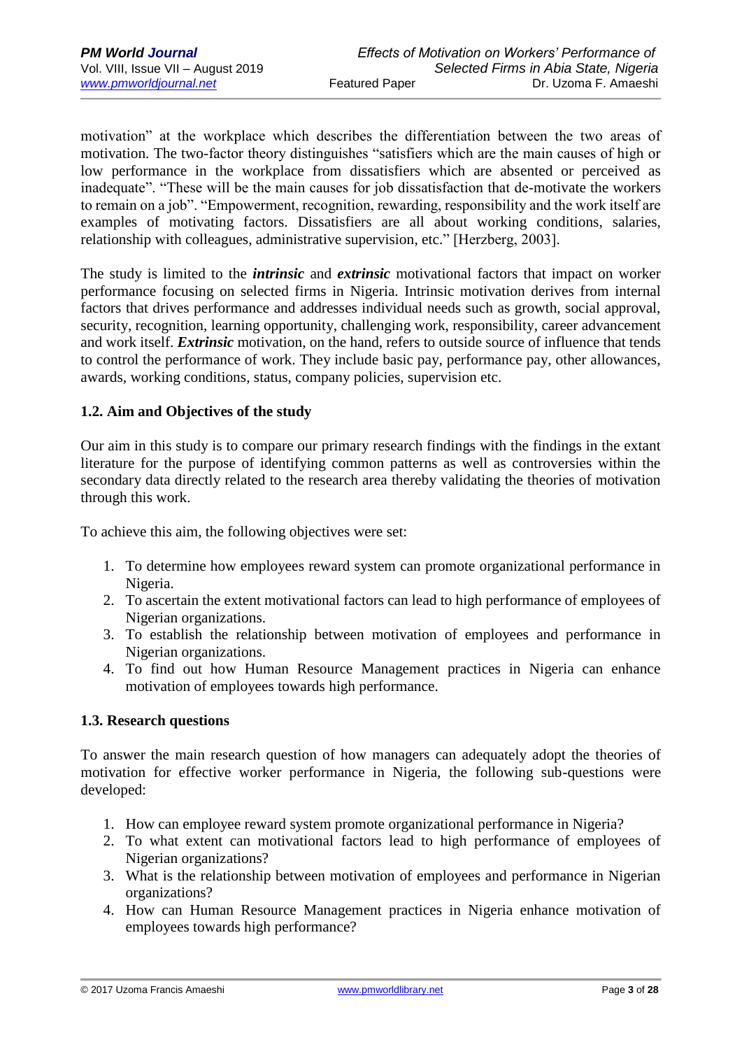motivation" at the workplace which describes the differentiation between the two areas of motivation. The two-factor theory distinguishes "satisfiers which are the main causes of high or low performance in the workplace from dissatisfiers which are absented or perceived as inadequate". "These will be the main causes for job dissatisfaction that de-motivate the workers to remain on a job". "Empowerment, recognition, rewarding, responsibility and the work itself are examples of motivating factors. Dissatisfiers are all about working conditions, salaries, relationship with colleagues, administrative supervision, etc." [Herzberg, 2003].

The study is limited to the ***intrinsic*** and ***extrinsic*** motivational factors that impact on worker performance focusing on selected firms in Nigeria. Intrinsic motivation derives from internal factors that drives performance and addresses individual needs such as growth, social approval, security, recognition, learning opportunity, challenging work, responsibility, career advancement and work itself. ***Extrinsic*** motivation, on the hand, refers to outside source of influence that tends to control the performance of work. They include basic pay, performance pay, other allowances, awards, working conditions, status, company policies, supervision etc.

### 1.2. Aim and Objectives of the study

Our aim in this study is to compare our primary research findings with the findings in the extant literature for the purpose of identifying common patterns as well as controversies within the secondary data directly related to the research area thereby validating the theories of motivation through this work.

To achieve this aim, the following objectives were set:

1. To determine how employees reward system can promote organizational performance in Nigeria.
2. To ascertain the extent motivational factors can lead to high performance of employees of Nigerian organizations.
3. To establish the relationship between motivation of employees and performance in Nigerian organizations.
4. To find out how Human Resource Management practices in Nigeria can enhance motivation of employees towards high performance.

### 1.3. Research questions

To answer the main research question of how managers can adequately adopt the theories of motivation for effective worker performance in Nigeria, the following sub-questions were developed:

1. How can employee reward system promote organizational performance in Nigeria?
2. To what extent can motivational factors lead to high performance of employees of Nigerian organizations?
3. What is the relationship between motivation of employees and performance in Nigerian organizations?
4. How can Human Resource Management practices in Nigeria enhance motivation of employees towards high performance?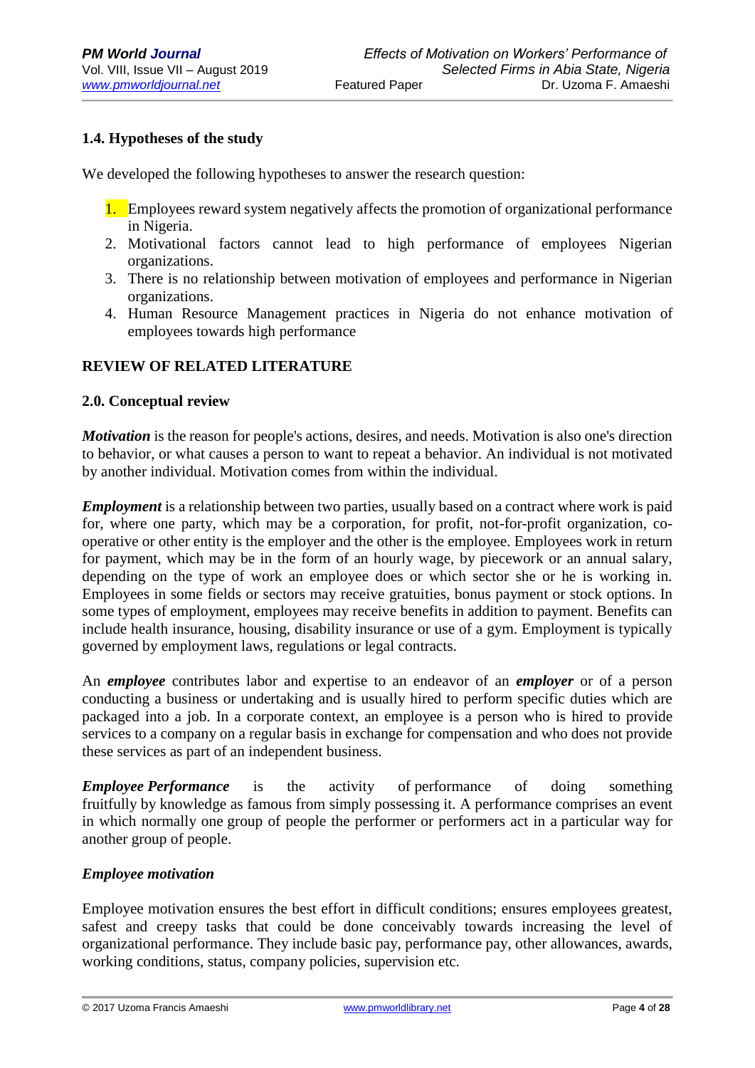### 1.4. Hypotheses of the study

We developed the following hypotheses to answer the research question:

1. Employees reward system negatively affects the promotion of organizational performance in Nigeria.
2. Motivational factors cannot lead to high performance of employees Nigerian organizations.
3. There is no relationship between motivation of employees and performance in Nigerian organizations.
4. Human Resource Management practices in Nigeria do not enhance motivation of employees towards high performance

## REVIEW OF RELATED LITERATURE

### 2.0. Conceptual review

***Motivation*** is the reason for people's actions, desires, and needs. Motivation is also one's direction to behavior, or what causes a person to want to repeat a behavior. An individual is not motivated by another individual. Motivation comes from within the individual.

***Employment*** is a relationship between two parties, usually based on a contract where work is paid for, where one party, which may be a corporation, for profit, not-for-profit organization, co-operative or other entity is the employer and the other is the employee. Employees work in return for payment, which may be in the form of an hourly wage, by piecework or an annual salary, depending on the type of work an employee does or which sector she or he is working in. Employees in some fields or sectors may receive gratuities, bonus payment or stock options. In some types of employment, employees may receive benefits in addition to payment. Benefits can include health insurance, housing, disability insurance or use of a gym. Employment is typically governed by employment laws, regulations or legal contracts.

An ***employee*** contributes labor and expertise to an endeavor of an ***employer*** or of a person conducting a business or undertaking and is usually hired to perform specific duties which are packaged into a job. In a corporate context, an employee is a person who is hired to provide services to a company on a regular basis in exchange for compensation and who does not provide these services as part of an independent business.

***Employee Performance*** is the activity of performance of doing something fruitfully by knowledge as famous from simply possessing it. A performance comprises an event in which normally one group of people the performer or performers act in a particular way for another group of people.

***Employee motivation***

Employee motivation ensures the best effort in difficult conditions; ensures employees greatest, safest and creepy tasks that could be done conceivably towards increasing the level of organizational performance. They include basic pay, performance pay, other allowances, awards, working conditions, status, company policies, supervision etc.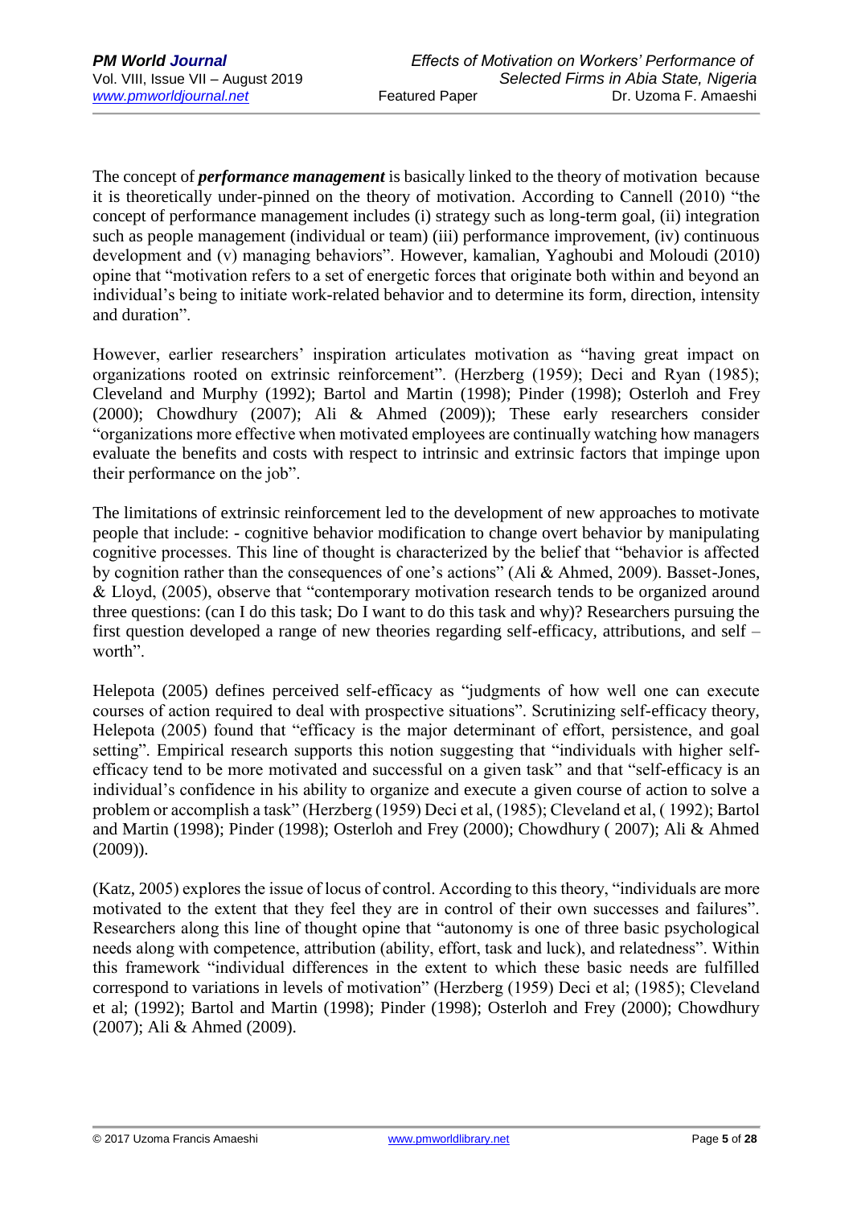The concept of ***performance management*** is basically linked to the theory of motivation because it is theoretically under-pinned on the theory of motivation. According to Cannell (2010) "the concept of performance management includes (i) strategy such as long-term goal, (ii) integration such as people management (individual or team) (iii) performance improvement, (iv) continuous development and (v) managing behaviors". However, kamalian, Yaghoubi and Moloudi (2010) opine that "motivation refers to a set of energetic forces that originate both within and beyond an individual's being to initiate work-related behavior and to determine its form, direction, intensity and duration".

However, earlier researchers' inspiration articulates motivation as "having great impact on organizations rooted on extrinsic reinforcement". (Herzberg (1959); Deci and Ryan (1985); Cleveland and Murphy (1992); Bartol and Martin (1998); Pinder (1998); Osterloh and Frey (2000); Chowdhury (2007); Ali & Ahmed (2009)); These early researchers consider "organizations more effective when motivated employees are continually watching how managers evaluate the benefits and costs with respect to intrinsic and extrinsic factors that impinge upon their performance on the job".

The limitations of extrinsic reinforcement led to the development of new approaches to motivate people that include: - cognitive behavior modification to change overt behavior by manipulating cognitive processes. This line of thought is characterized by the belief that "behavior is affected by cognition rather than the consequences of one's actions" (Ali & Ahmed, 2009). Basset-Jones, & Lloyd, (2005), observe that "contemporary motivation research tends to be organized around three questions: (can I do this task; Do I want to do this task and why)? Researchers pursuing the first question developed a range of new theories regarding self-efficacy, attributions, and self – worth".

Helepota (2005) defines perceived self-efficacy as "judgments of how well one can execute courses of action required to deal with prospective situations". Scrutinizing self-efficacy theory, Helepota (2005) found that "efficacy is the major determinant of effort, persistence, and goal setting". Empirical research supports this notion suggesting that "individuals with higher self-efficacy tend to be more motivated and successful on a given task" and that "self-efficacy is an individual's confidence in his ability to organize and execute a given course of action to solve a problem or accomplish a task" (Herzberg (1959) Deci et al, (1985); Cleveland et al, ( 1992); Bartol and Martin (1998); Pinder (1998); Osterloh and Frey (2000); Chowdhury ( 2007); Ali & Ahmed (2009)).

(Katz, 2005) explores the issue of locus of control. According to this theory, "individuals are more motivated to the extent that they feel they are in control of their own successes and failures". Researchers along this line of thought opine that "autonomy is one of three basic psychological needs along with competence, attribution (ability, effort, task and luck), and relatedness". Within this framework "individual differences in the extent to which these basic needs are fulfilled correspond to variations in levels of motivation" (Herzberg (1959) Deci et al; (1985); Cleveland et al; (1992); Bartol and Martin (1998); Pinder (1998); Osterloh and Frey (2000); Chowdhury (2007); Ali & Ahmed (2009).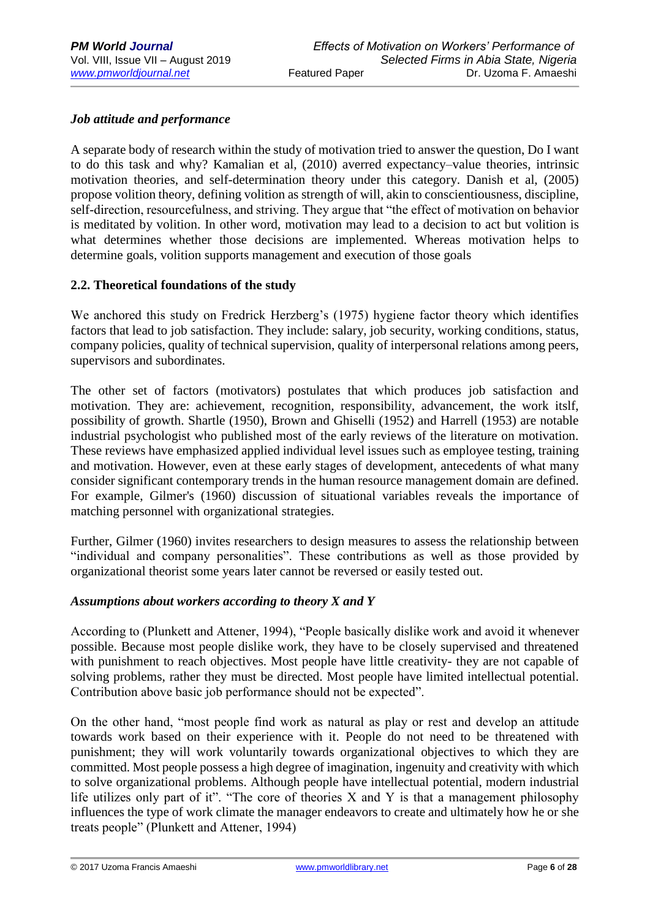### *Job attitude and performance*

A separate body of research within the study of motivation tried to answer the question, Do I want to do this task and why? Kamalian et al, (2010) averred expectancy–value theories, intrinsic motivation theories, and self-determination theory under this category. Danish et al, (2005) propose volition theory, defining volition as strength of will, akin to conscientiousness, discipline, self-direction, resourcefulness, and striving. They argue that "the effect of motivation on behavior is meditated by volition. In other word, motivation may lead to a decision to act but volition is what determines whether those decisions are implemented. Whereas motivation helps to determine goals, volition supports management and execution of those goals

### 2.2. Theoretical foundations of the study

We anchored this study on Fredrick Herzberg's (1975) hygiene factor theory which identifies factors that lead to job satisfaction. They include: salary, job security, working conditions, status, company policies, quality of technical supervision, quality of interpersonal relations among peers, supervisors and subordinates.

The other set of factors (motivators) postulates that which produces job satisfaction and motivation. They are: achievement, recognition, responsibility, advancement, the work itslf, possibility of growth. Shartle (1950), Brown and Ghiselli (1952) and Harrell (1953) are notable industrial psychologist who published most of the early reviews of the literature on motivation. These reviews have emphasized applied individual level issues such as employee testing, training and motivation. However, even at these early stages of development, antecedents of what many consider significant contemporary trends in the human resource management domain are defined. For example, Gilmer's (1960) discussion of situational variables reveals the importance of matching personnel with organizational strategies.

Further, Gilmer (1960) invites researchers to design measures to assess the relationship between "individual and company personalities". These contributions as well as those provided by organizational theorist some years later cannot be reversed or easily tested out.

### *Assumptions about workers according to theory X and Y*

According to (Plunkett and Attener, 1994), "People basically dislike work and avoid it whenever possible. Because most people dislike work, they have to be closely supervised and threatened with punishment to reach objectives. Most people have little creativity- they are not capable of solving problems, rather they must be directed. Most people have limited intellectual potential. Contribution above basic job performance should not be expected".

On the other hand, "most people find work as natural as play or rest and develop an attitude towards work based on their experience with it. People do not need to be threatened with punishment; they will work voluntarily towards organizational objectives to which they are committed. Most people possess a high degree of imagination, ingenuity and creativity with which to solve organizational problems. Although people have intellectual potential, modern industrial life utilizes only part of it". "The core of theories X and Y is that a management philosophy influences the type of work climate the manager endeavors to create and ultimately how he or she treats people" (Plunkett and Attener, 1994)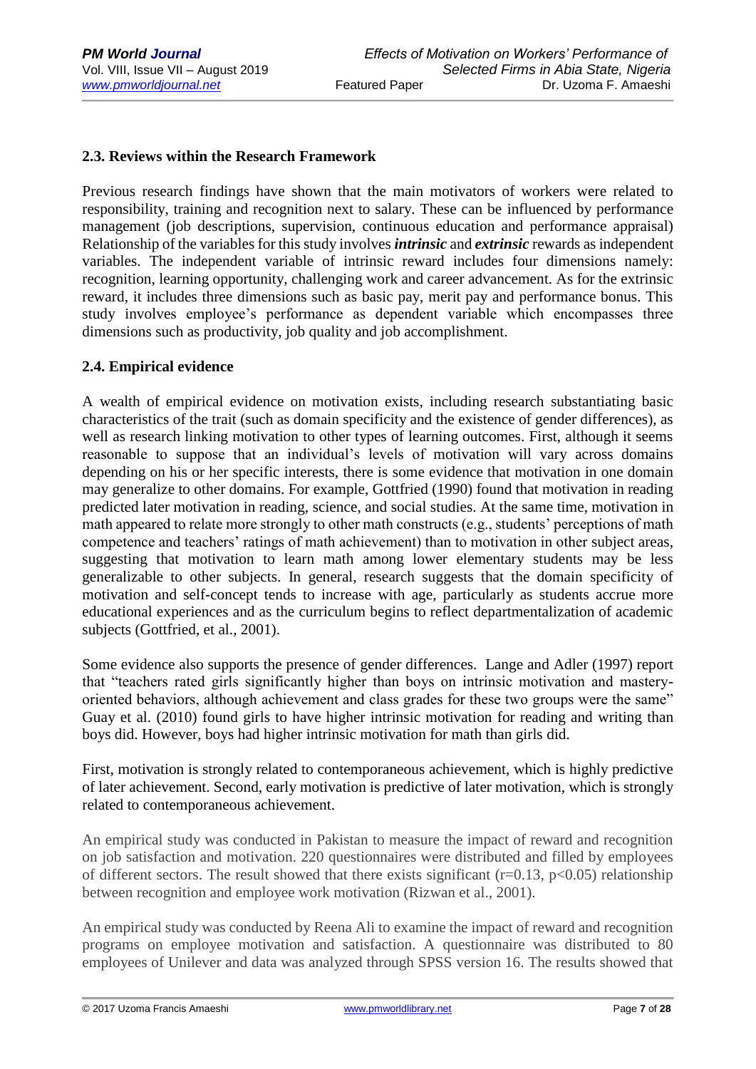## 2.3. Reviews within the Research Framework

Previous research findings have shown that the main motivators of workers were related to responsibility, training and recognition next to salary. These can be influenced by performance management (job descriptions, supervision, continuous education and performance appraisal) Relationship of the variables for this study involves ***intrinsic*** and ***extrinsic*** rewards as independent variables. The independent variable of intrinsic reward includes four dimensions namely: recognition, learning opportunity, challenging work and career advancement. As for the extrinsic reward, it includes three dimensions such as basic pay, merit pay and performance bonus. This study involves employee's performance as dependent variable which encompasses three dimensions such as productivity, job quality and job accomplishment.

## 2.4. Empirical evidence

A wealth of empirical evidence on motivation exists, including research substantiating basic characteristics of the trait (such as domain specificity and the existence of gender differences), as well as research linking motivation to other types of learning outcomes. First, although it seems reasonable to suppose that an individual's levels of motivation will vary across domains depending on his or her specific interests, there is some evidence that motivation in one domain may generalize to other domains. For example, Gottfried (1990) found that motivation in reading predicted later motivation in reading, science, and social studies. At the same time, motivation in math appeared to relate more strongly to other math constructs (e.g., students' perceptions of math competence and teachers' ratings of math achievement) than to motivation in other subject areas, suggesting that motivation to learn math among lower elementary students may be less generalizable to other subjects. In general, research suggests that the domain specificity of motivation and self-concept tends to increase with age, particularly as students accrue more educational experiences and as the curriculum begins to reflect departmentalization of academic subjects (Gottfried, et al., 2001).

Some evidence also supports the presence of gender differences. Lange and Adler (1997) report that "teachers rated girls significantly higher than boys on intrinsic motivation and mastery-oriented behaviors, although achievement and class grades for these two groups were the same" Guay et al. (2010) found girls to have higher intrinsic motivation for reading and writing than boys did. However, boys had higher intrinsic motivation for math than girls did.

First, motivation is strongly related to contemporaneous achievement, which is highly predictive of later achievement. Second, early motivation is predictive of later motivation, which is strongly related to contemporaneous achievement.

An empirical study was conducted in Pakistan to measure the impact of reward and recognition on job satisfaction and motivation. 220 questionnaires were distributed and filled by employees of different sectors. The result showed that there exists significant ($r=0.13$, $p<0.05$) relationship between recognition and employee work motivation (Rizwan et al., 2001).

An empirical study was conducted by Reena Ali to examine the impact of reward and recognition programs on employee motivation and satisfaction. A questionnaire was distributed to 80 employees of Unilever and data was analyzed through SPSS version 16. The results showed that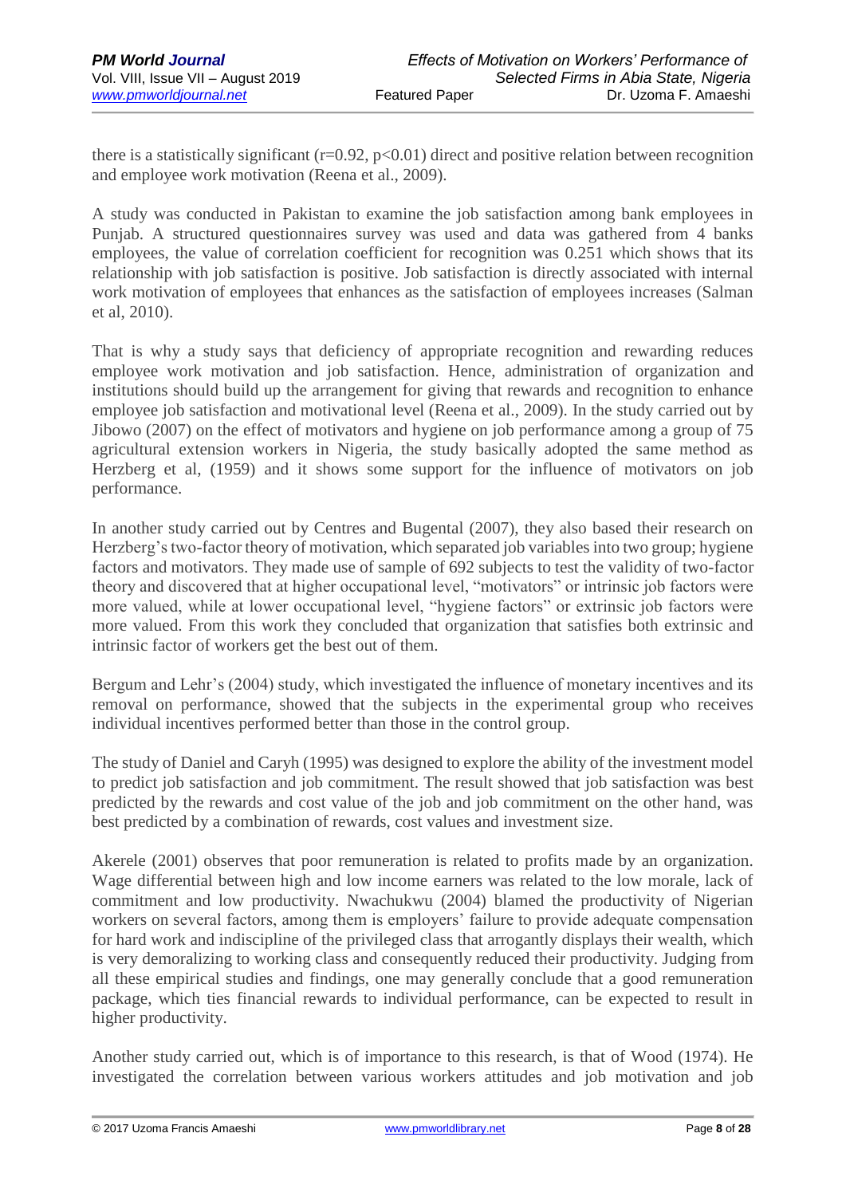there is a statistically significant ($r=0.92$, $p<0.01$) direct and positive relation between recognition and employee work motivation (Reena et al., 2009).

A study was conducted in Pakistan to examine the job satisfaction among bank employees in Punjab. A structured questionnaires survey was used and data was gathered from 4 banks employees, the value of correlation coefficient for recognition was 0.251 which shows that its relationship with job satisfaction is positive. Job satisfaction is directly associated with internal work motivation of employees that enhances as the satisfaction of employees increases (Salman et al, 2010).

That is why a study says that deficiency of appropriate recognition and rewarding reduces employee work motivation and job satisfaction. Hence, administration of organization and institutions should build up the arrangement for giving that rewards and recognition to enhance employee job satisfaction and motivational level (Reena et al., 2009). In the study carried out by Jibowo (2007) on the effect of motivators and hygiene on job performance among a group of 75 agricultural extension workers in Nigeria, the study basically adopted the same method as Herzberg et al, (1959) and it shows some support for the influence of motivators on job performance.

In another study carried out by Centres and Bugental (2007), they also based their research on Herzberg's two-factor theory of motivation, which separated job variables into two group; hygiene factors and motivators. They made use of sample of 692 subjects to test the validity of two-factor theory and discovered that at higher occupational level, "motivators" or intrinsic job factors were more valued, while at lower occupational level, "hygiene factors" or extrinsic job factors were more valued. From this work they concluded that organization that satisfies both extrinsic and intrinsic factor of workers get the best out of them.

Bergum and Lehr's (2004) study, which investigated the influence of monetary incentives and its removal on performance, showed that the subjects in the experimental group who receives individual incentives performed better than those in the control group.

The study of Daniel and Caryh (1995) was designed to explore the ability of the investment model to predict job satisfaction and job commitment. The result showed that job satisfaction was best predicted by the rewards and cost value of the job and job commitment on the other hand, was best predicted by a combination of rewards, cost values and investment size.

Akerele (2001) observes that poor remuneration is related to profits made by an organization. Wage differential between high and low income earners was related to the low morale, lack of commitment and low productivity. Nwachukwu (2004) blamed the productivity of Nigerian workers on several factors, among them is employers' failure to provide adequate compensation for hard work and indiscipline of the privileged class that arrogantly displays their wealth, which is very demoralizing to working class and consequently reduced their productivity. Judging from all these empirical studies and findings, one may generally conclude that a good remuneration package, which ties financial rewards to individual performance, can be expected to result in higher productivity.

Another study carried out, which is of importance to this research, is that of Wood (1974). He investigated the correlation between various workers attitudes and job motivation and job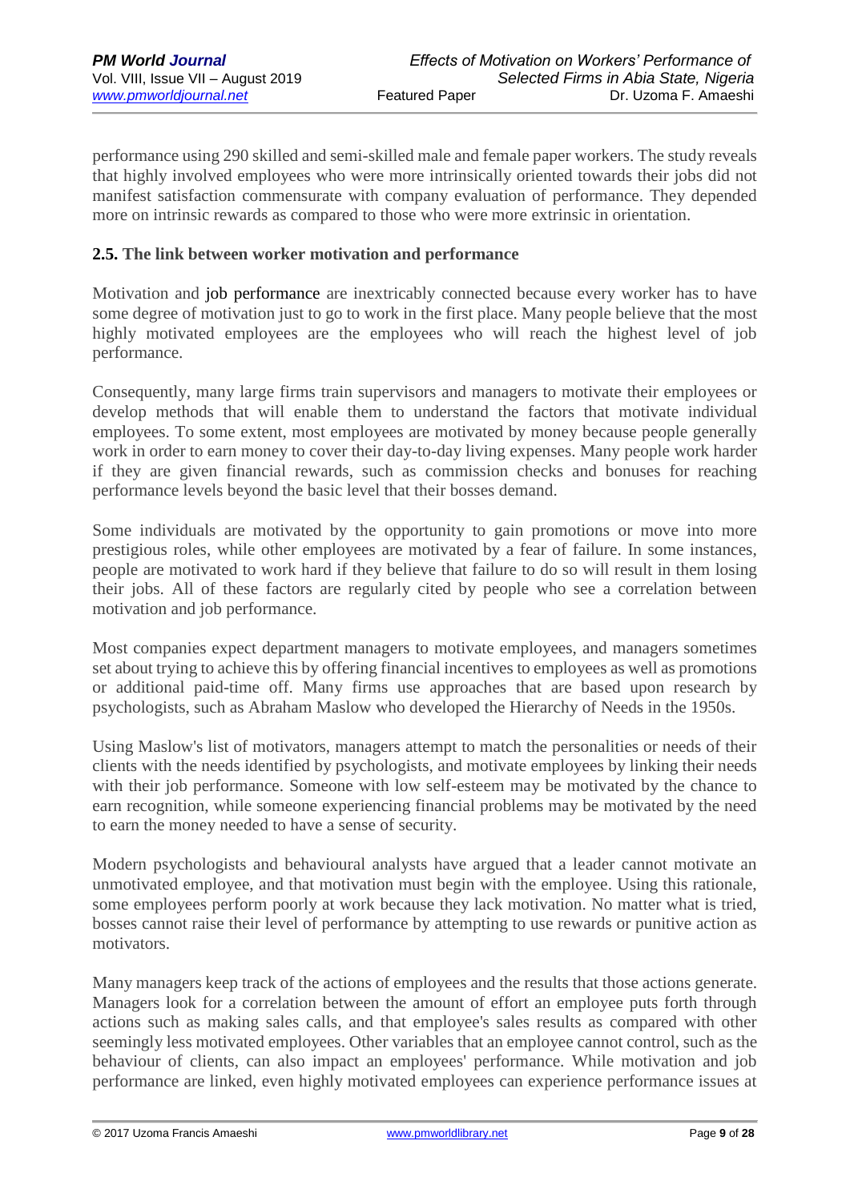performance using 290 skilled and semi-skilled male and female paper workers. The study reveals that highly involved employees who were more intrinsically oriented towards their jobs did not manifest satisfaction commensurate with company evaluation of performance. They depended more on intrinsic rewards as compared to those who were more extrinsic in orientation.

### 2.5. The link between worker motivation and performance

Motivation and job performance are inextricably connected because every worker has to have some degree of motivation just to go to work in the first place. Many people believe that the most highly motivated employees are the employees who will reach the highest level of job performance.

Consequently, many large firms train supervisors and managers to motivate their employees or develop methods that will enable them to understand the factors that motivate individual employees. To some extent, most employees are motivated by money because people generally work in order to earn money to cover their day-to-day living expenses. Many people work harder if they are given financial rewards, such as commission checks and bonuses for reaching performance levels beyond the basic level that their bosses demand.

Some individuals are motivated by the opportunity to gain promotions or move into more prestigious roles, while other employees are motivated by a fear of failure. In some instances, people are motivated to work hard if they believe that failure to do so will result in them losing their jobs. All of these factors are regularly cited by people who see a correlation between motivation and job performance.

Most companies expect department managers to motivate employees, and managers sometimes set about trying to achieve this by offering financial incentives to employees as well as promotions or additional paid-time off. Many firms use approaches that are based upon research by psychologists, such as Abraham Maslow who developed the Hierarchy of Needs in the 1950s.

Using Maslow's list of motivators, managers attempt to match the personalities or needs of their clients with the needs identified by psychologists, and motivate employees by linking their needs with their job performance. Someone with low self-esteem may be motivated by the chance to earn recognition, while someone experiencing financial problems may be motivated by the need to earn the money needed to have a sense of security.

Modern psychologists and behavioural analysts have argued that a leader cannot motivate an unmotivated employee, and that motivation must begin with the employee. Using this rationale, some employees perform poorly at work because they lack motivation. No matter what is tried, bosses cannot raise their level of performance by attempting to use rewards or punitive action as motivators.

Many managers keep track of the actions of employees and the results that those actions generate. Managers look for a correlation between the amount of effort an employee puts forth through actions such as making sales calls, and that employee's sales results as compared with other seemingly less motivated employees. Other variables that an employee cannot control, such as the behaviour of clients, can also impact an employees' performance. While motivation and job performance are linked, even highly motivated employees can experience performance issues at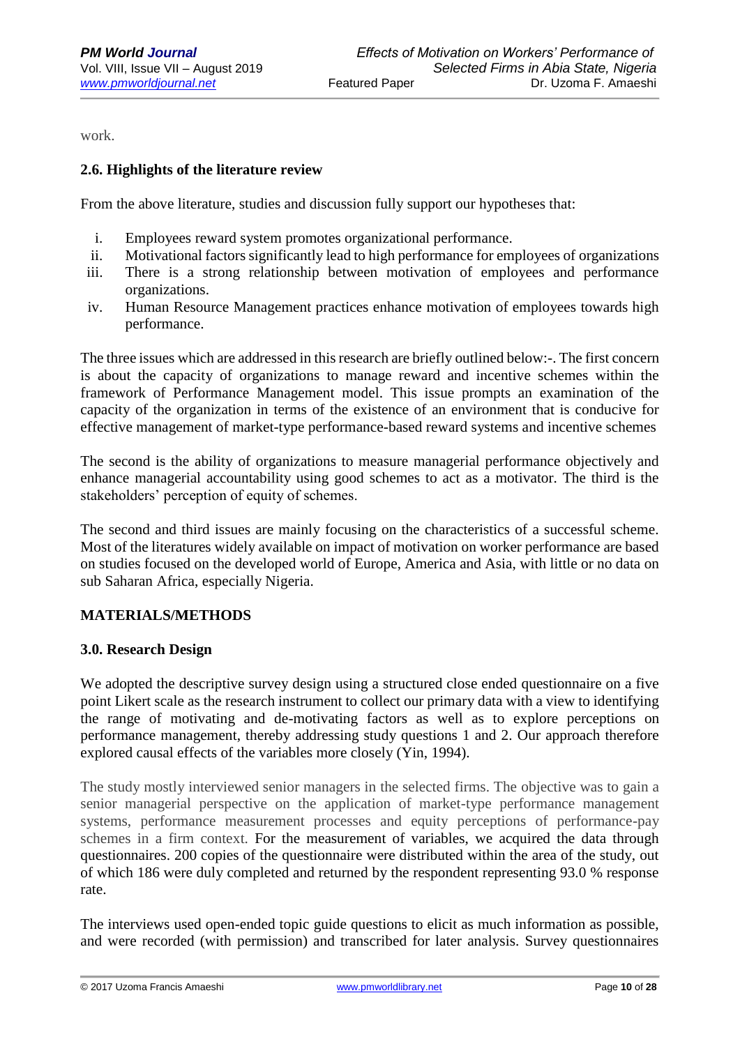work.

### 2.6. Highlights of the literature review

From the above literature, studies and discussion fully support our hypotheses that:

i. Employees reward system promotes organizational performance.
ii. Motivational factors significantly lead to high performance for employees of organizations
iii. There is a strong relationship between motivation of employees and performance organizations.
iv. Human Resource Management practices enhance motivation of employees towards high performance.

The three issues which are addressed in this research are briefly outlined below:-. The first concern is about the capacity of organizations to manage reward and incentive schemes within the framework of Performance Management model. This issue prompts an examination of the capacity of the organization in terms of the existence of an environment that is conducive for effective management of market-type performance-based reward systems and incentive schemes

The second is the ability of organizations to measure managerial performance objectively and enhance managerial accountability using good schemes to act as a motivator. The third is the stakeholders' perception of equity of schemes.

The second and third issues are mainly focusing on the characteristics of a successful scheme. Most of the literatures widely available on impact of motivation on worker performance are based on studies focused on the developed world of Europe, America and Asia, with little or no data on sub Saharan Africa, especially Nigeria.

## MATERIALS/METHODS

### 3.0. Research Design

We adopted the descriptive survey design using a structured close ended questionnaire on a five point Likert scale as the research instrument to collect our primary data with a view to identifying the range of motivating and de-motivating factors as well as to explore perceptions on performance management, thereby addressing study questions 1 and 2. Our approach therefore explored causal effects of the variables more closely (Yin, 1994).

The study mostly interviewed senior managers in the selected firms. The objective was to gain a senior managerial perspective on the application of market-type performance management systems, performance measurement processes and equity perceptions of performance-pay schemes in a firm context. For the measurement of variables, we acquired the data through questionnaires. 200 copies of the questionnaire were distributed within the area of the study, out of which 186 were duly completed and returned by the respondent representing 93.0 % response rate.

The interviews used open-ended topic guide questions to elicit as much information as possible, and were recorded (with permission) and transcribed for later analysis. Survey questionnaires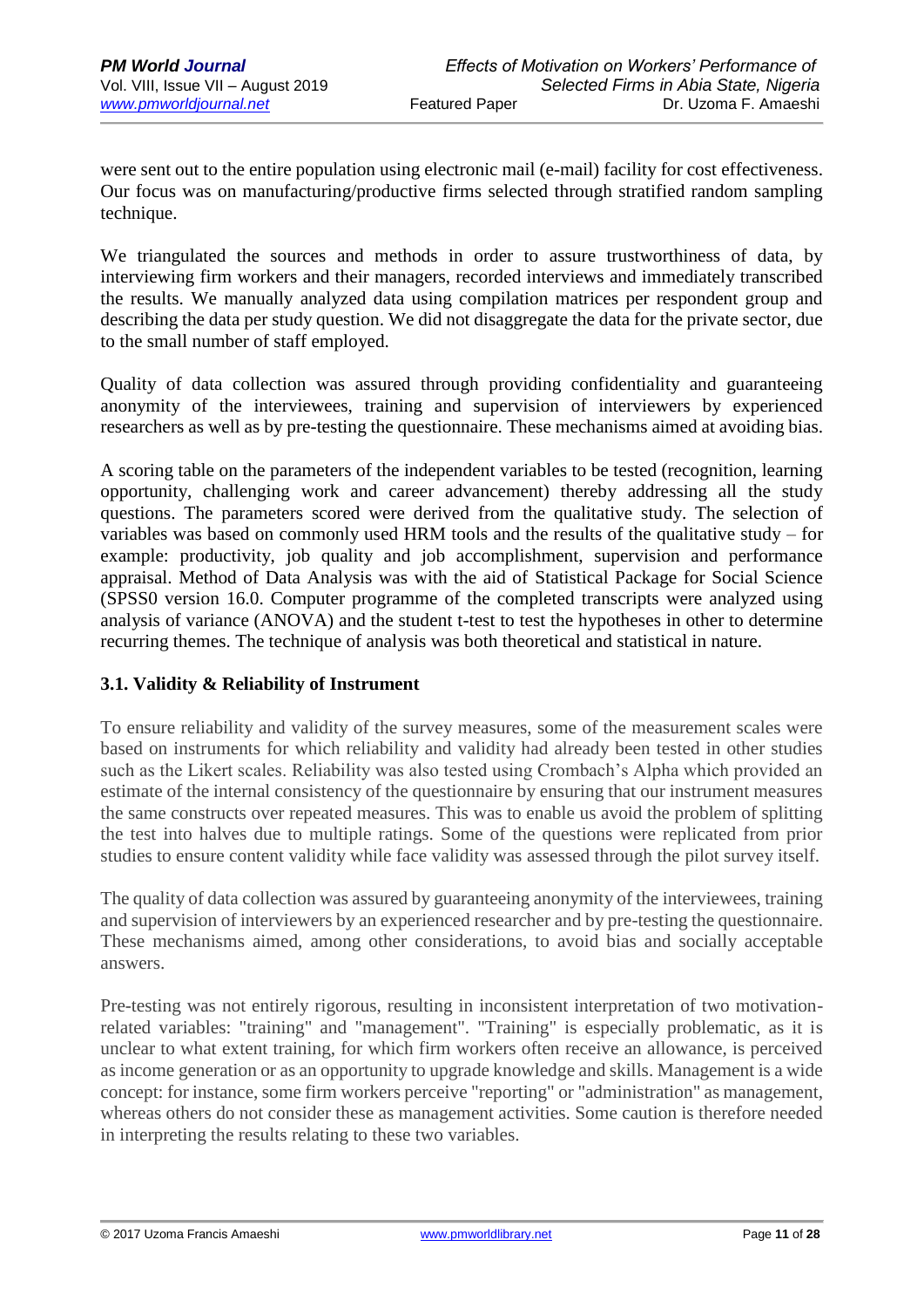were sent out to the entire population using electronic mail (e-mail) facility for cost effectiveness. Our focus was on manufacturing/productive firms selected through stratified random sampling technique.

We triangulated the sources and methods in order to assure trustworthiness of data, by interviewing firm workers and their managers, recorded interviews and immediately transcribed the results. We manually analyzed data using compilation matrices per respondent group and describing the data per study question. We did not disaggregate the data for the private sector, due to the small number of staff employed.

Quality of data collection was assured through providing confidentiality and guaranteeing anonymity of the interviewees, training and supervision of interviewers by experienced researchers as well as by pre-testing the questionnaire. These mechanisms aimed at avoiding bias.

A scoring table on the parameters of the independent variables to be tested (recognition, learning opportunity, challenging work and career advancement) thereby addressing all the study questions. The parameters scored were derived from the qualitative study. The selection of variables was based on commonly used HRM tools and the results of the qualitative study – for example: productivity, job quality and job accomplishment, supervision and performance appraisal. Method of Data Analysis was with the aid of Statistical Package for Social Science (SPSS0 version 16.0. Computer programme of the completed transcripts were analyzed using analysis of variance (ANOVA) and the student t-test to test the hypotheses in other to determine recurring themes. The technique of analysis was both theoretical and statistical in nature.

### 3.1. Validity & Reliability of Instrument

To ensure reliability and validity of the survey measures, some of the measurement scales were based on instruments for which reliability and validity had already been tested in other studies such as the Likert scales. Reliability was also tested using Crombach's Alpha which provided an estimate of the internal consistency of the questionnaire by ensuring that our instrument measures the same constructs over repeated measures. This was to enable us avoid the problem of splitting the test into halves due to multiple ratings. Some of the questions were replicated from prior studies to ensure content validity while face validity was assessed through the pilot survey itself.

The quality of data collection was assured by guaranteeing anonymity of the interviewees, training and supervision of interviewers by an experienced researcher and by pre-testing the questionnaire. These mechanisms aimed, among other considerations, to avoid bias and socially acceptable answers.

Pre-testing was not entirely rigorous, resulting in inconsistent interpretation of two motivation-related variables: "training" and "management". "Training" is especially problematic, as it is unclear to what extent training, for which firm workers often receive an allowance, is perceived as income generation or as an opportunity to upgrade knowledge and skills. Management is a wide concept: for instance, some firm workers perceive "reporting" or "administration" as management, whereas others do not consider these as management activities. Some caution is therefore needed in interpreting the results relating to these two variables.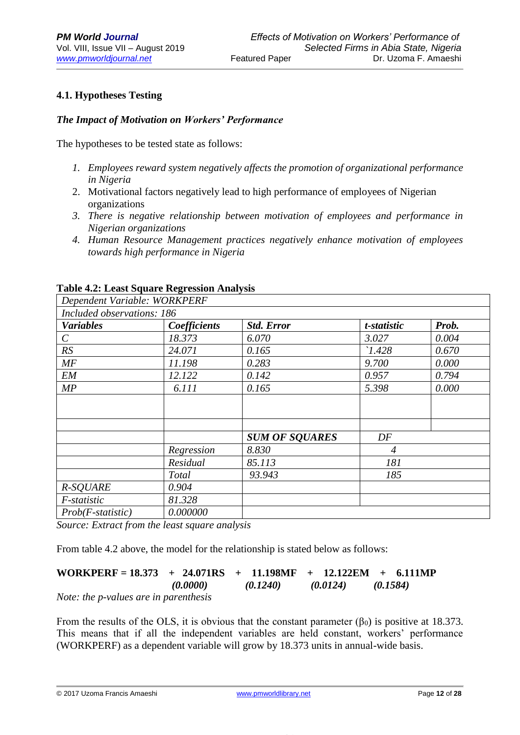### 4.1. Hypotheses Testing

***The Impact of Motivation on Workers' Performance***

The hypotheses to be tested state as follows:

1. *Employees reward system negatively affects the promotion of organizational performance in Nigeria*
2. Motivational factors negatively lead to high performance of employees of Nigerian organizations
3. *There is negative relationship between motivation of employees and performance in Nigerian organizations*
4. *Human Resource Management practices negatively enhance motivation of employees towards high performance in Nigeria*

**Table 4.2: Least Square Regression Analysis**

| *Dependent Variable: WORKPERF* | | | | |
|---|---|---|---|---|
| *Included observations: 186* | | | | |
| ***Variables*** | ***Coefficients*** | ***Std. Error*** | ***t-statistic*** | ***Prob.*** |
| *C* | *18.373* | *6.070* | *3.027* | *0.004* |
| *RS* | *24.071* | *0.165* | *`1.428* | *0.670* |
| *MF* | *11.198* | *0.283* | *9.700* | *0.000* |
| *EM* | *12.122* | *0.142* | *0.957* | *0.794* |
| *MP* | *6.111* | *0.165* | *5.398* | *0.000* |
| | | | | |
| | | | | |
| | | ***SUM OF SQUARES*** | *DF* | |
| | *Regression* | *8.830* | *4* | |
| | *Residual* | *85.113* | *181* | |
| | *Total* | *93.943* | *185* | |
| *R-SQUARE* | *0.904* | | | |
| *F-statistic* | *81.328* | | | |
| *Prob(F-statistic)* | *0.000000* | | | |

*Source: Extract from the least square analysis*

From table 4.2 above, the model for the relationship is stated below as follows:

$$\textbf{WORKPERF} = 18.373 + \underset{(0.0000)}{24.071RS} + \underset{(0.1240)}{11.198MF} + \underset{(0.0124)}{12.122EM} + \underset{(0.1584)}{6.111MP}$$

*Note: the p-values are in parenthesis*

From the results of the OLS, it is obvious that the constant parameter ($\beta_0$) is positive at 18.373. This means that if all the independent variables are held constant, workers' performance (WORKPERF) as a dependent variable will grow by 18.373 units in annual-wide basis.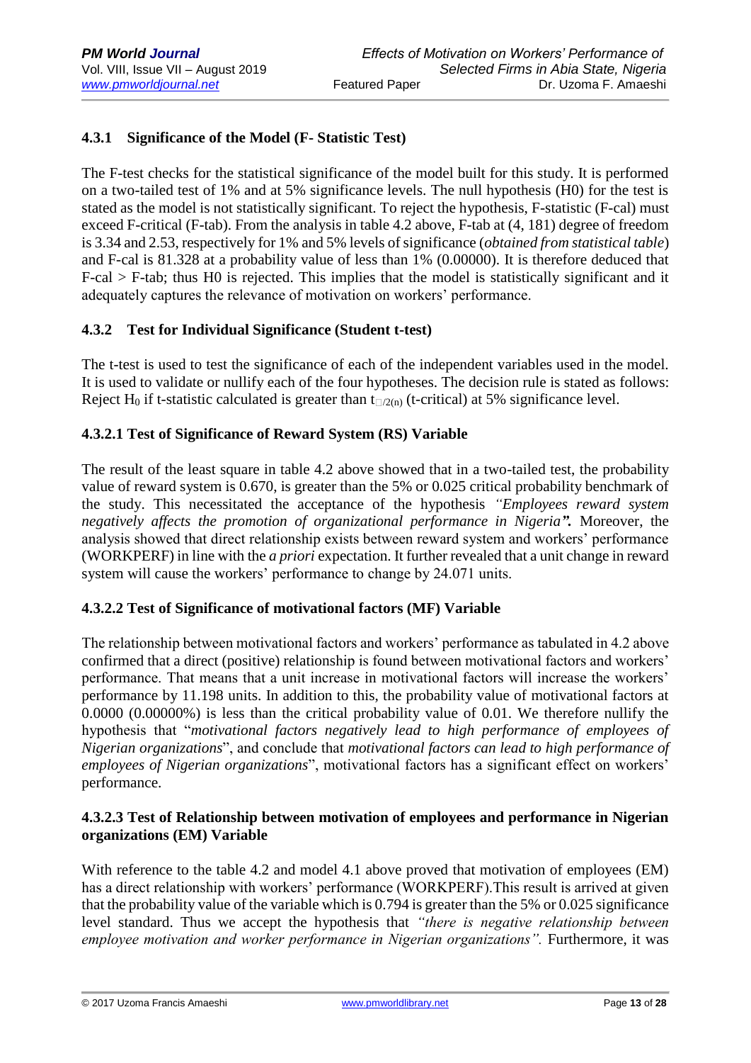### 4.3.1 Significance of the Model (F- Statistic Test)

The F-test checks for the statistical significance of the model built for this study. It is performed on a two-tailed test of 1% and at 5% significance levels. The null hypothesis (H0) for the test is stated as the model is not statistically significant. To reject the hypothesis, F-statistic (F-cal) must exceed F-critical (F-tab). From the analysis in table 4.2 above, F-tab at (4, 181) degree of freedom is 3.34 and 2.53, respectively for 1% and 5% levels of significance (*obtained from statistical table*) and F-cal is 81.328 at a probability value of less than 1% (0.00000). It is therefore deduced that F-cal > F-tab; thus H0 is rejected. This implies that the model is statistically significant and it adequately captures the relevance of motivation on workers' performance.

### 4.3.2 Test for Individual Significance (Student t-test)

The t-test is used to test the significance of each of the independent variables used in the model. It is used to validate or nullify each of the four hypotheses. The decision rule is stated as follows: Reject $H_0$ if t-statistic calculated is greater than $t_{\alpha/2(n)}$ (t-critical) at 5% significance level.

#### 4.3.2.1 Test of Significance of Reward System (RS) Variable

The result of the least square in table 4.2 above showed that in a two-tailed test, the probability value of reward system is 0.670, is greater than the 5% or 0.025 critical probability benchmark of the study. This necessitated the acceptance of the hypothesis *"Employees reward system negatively affects the promotion of organizational performance in Nigeria****".*** Moreover, the analysis showed that direct relationship exists between reward system and workers' performance (WORKPERF) in line with the *a priori* expectation. It further revealed that a unit change in reward system will cause the workers' performance to change by 24.071 units.

#### 4.3.2.2 Test of Significance of motivational factors (MF) Variable

The relationship between motivational factors and workers' performance as tabulated in 4.2 above confirmed that a direct (positive) relationship is found between motivational factors and workers' performance. That means that a unit increase in motivational factors will increase the workers' performance by 11.198 units. In addition to this, the probability value of motivational factors at 0.0000 (0.00000%) is less than the critical probability value of 0.01. We therefore nullify the hypothesis that "*motivational factors negatively lead to high performance of employees of Nigerian organizations*", and conclude that *motivational factors can lead to high performance of employees of Nigerian organizations*", motivational factors has a significant effect on workers' performance.

#### 4.3.2.3 Test of Relationship between motivation of employees and performance in Nigerian organizations (EM) Variable

With reference to the table 4.2 and model 4.1 above proved that motivation of employees (EM) has a direct relationship with workers' performance (WORKPERF).This result is arrived at given that the probability value of the variable which is 0.794 is greater than the 5% or 0.025 significance level standard. Thus we accept the hypothesis that *"there is negative relationship between employee motivation and worker performance in Nigerian organizations".* Furthermore, it was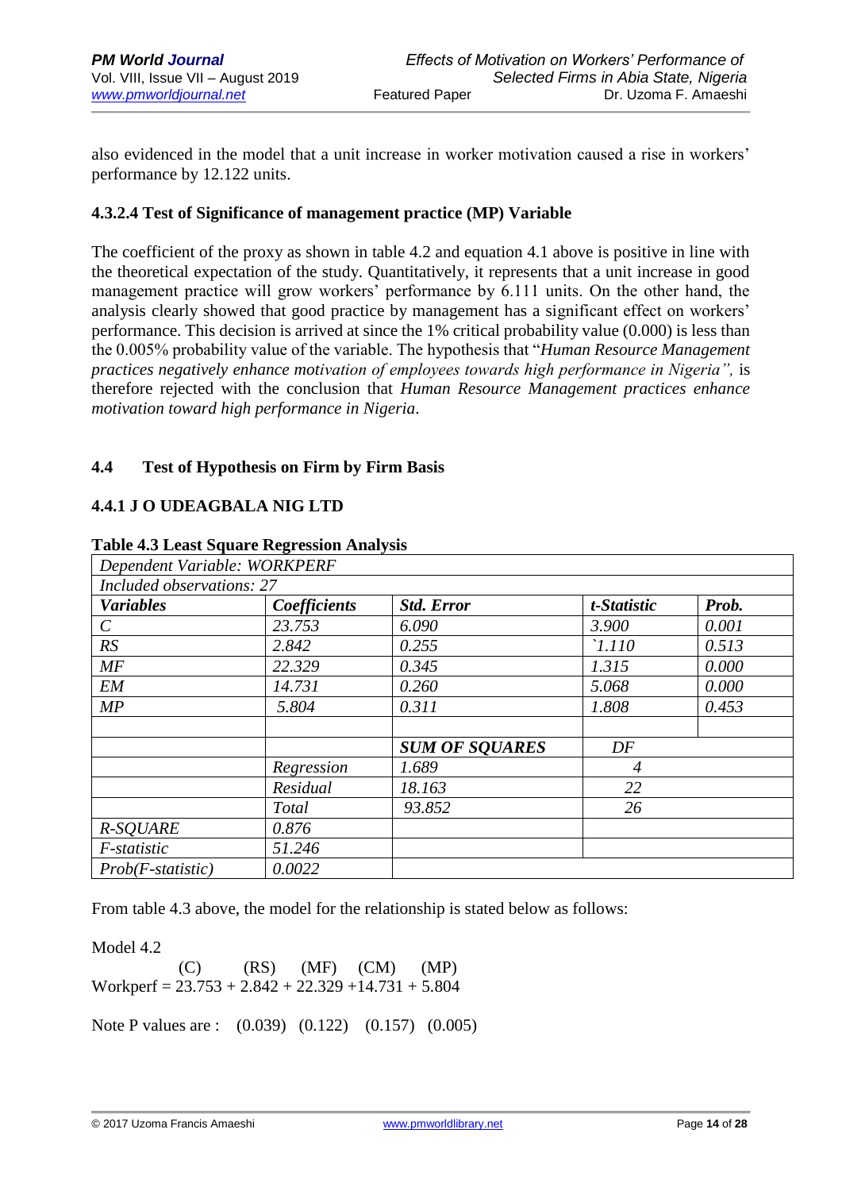also evidenced in the model that a unit increase in worker motivation caused a rise in workers' performance by 12.122 units.

#### 4.3.2.4 Test of Significance of management practice (MP) Variable

The coefficient of the proxy as shown in table 4.2 and equation 4.1 above is positive in line with the theoretical expectation of the study. Quantitatively, it represents that a unit increase in good management practice will grow workers' performance by 6.111 units. On the other hand, the analysis clearly showed that good practice by management has a significant effect on workers' performance. This decision is arrived at since the 1% critical probability value (0.000) is less than the 0.005% probability value of the variable. The hypothesis that "*Human Resource Management practices negatively enhance motivation of employees towards high performance in Nigeria",* is therefore rejected with the conclusion that *Human Resource Management practices enhance motivation toward high performance in Nigeria*.

## 4.4 Test of Hypothesis on Firm by Firm Basis

### 4.4.1 J O UDEAGBALA NIG LTD

**Table 4.3 Least Square Regression Analysis**

| *Dependent Variable: WORKPERF* | | | | |
|---|---|---|---|---|
| *Included observations: 27* | | | | |
| ***Variables*** | ***Coefficients*** | ***Std. Error*** | ***t-Statistic*** | ***Prob.*** |
| *C* | *23.753* | *6.090* | *3.900* | *0.001* |
| *RS* | *2.842* | *0.255* | *`1.110* | *0.513* |
| *MF* | *22.329* | *0.345* | *1.315* | *0.000* |
| *EM* | *14.731* | *0.260* | *5.068* | *0.000* |
| *MP* | *5.804* | *0.311* | *1.808* | *0.453* |
| | | | | |
| | | ***SUM OF SQUARES*** | *DF* | |
| | *Regression* | *1.689* | *4* | |
| | *Residual* | *18.163* | *22* | |
| | *Total* | *93.852* | *26* | |
| *R-SQUARE* | *0.876* | | | |
| *F-statistic* | *51.246* | | | |
| *Prob(F-statistic)* | *0.0022* | | | |

From table 4.3 above, the model for the relationship is stated below as follows:

Model 4.2

$$\text{Workperf} = \underset{(C)}{23.753} + \underset{(RS)}{2.842} + \underset{(MF)}{22.329} + \underset{(CM)}{14.731} + \underset{(MP)}{5.804}$$

Note P values are : (0.039) (0.122) (0.157) (0.005)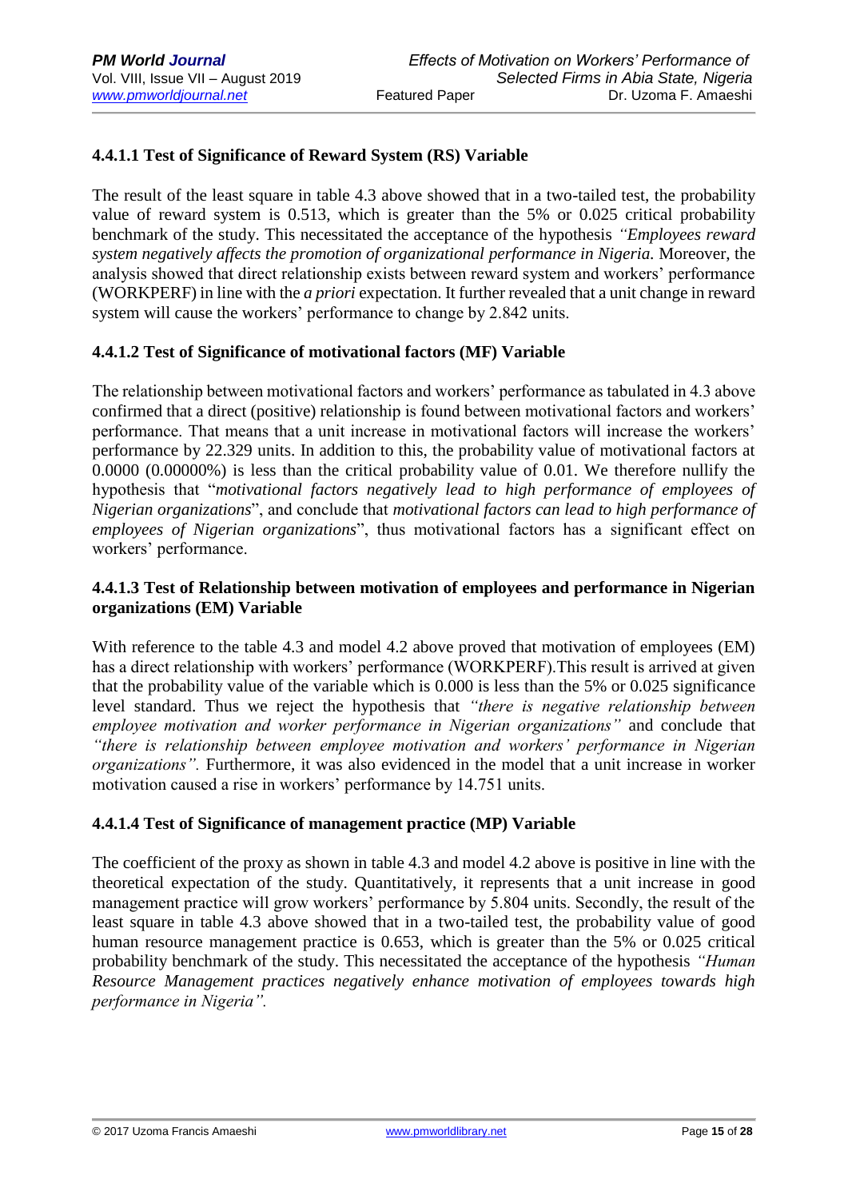#### 4.4.1.1 Test of Significance of Reward System (RS) Variable

The result of the least square in table 4.3 above showed that in a two-tailed test, the probability value of reward system is 0.513, which is greater than the 5% or 0.025 critical probability benchmark of the study. This necessitated the acceptance of the hypothesis *"Employees reward system negatively affects the promotion of organizational performance in Nigeria.* Moreover, the analysis showed that direct relationship exists between reward system and workers' performance (WORKPERF) in line with the *a priori* expectation. It further revealed that a unit change in reward system will cause the workers' performance to change by 2.842 units.

#### 4.4.1.2 Test of Significance of motivational factors (MF) Variable

The relationship between motivational factors and workers' performance as tabulated in 4.3 above confirmed that a direct (positive) relationship is found between motivational factors and workers' performance. That means that a unit increase in motivational factors will increase the workers' performance by 22.329 units. In addition to this, the probability value of motivational factors at 0.0000 (0.00000%) is less than the critical probability value of 0.01. We therefore nullify the hypothesis that "*motivational factors negatively lead to high performance of employees of Nigerian organizations*", and conclude that *motivational factors can lead to high performance of employees of Nigerian organizations*", thus motivational factors has a significant effect on workers' performance.

#### 4.4.1.3 Test of Relationship between motivation of employees and performance in Nigerian organizations (EM) Variable

With reference to the table 4.3 and model 4.2 above proved that motivation of employees (EM) has a direct relationship with workers' performance (WORKPERF).This result is arrived at given that the probability value of the variable which is 0.000 is less than the 5% or 0.025 significance level standard. Thus we reject the hypothesis that *"there is negative relationship between employee motivation and worker performance in Nigerian organizations"* and conclude that *"there is relationship between employee motivation and workers' performance in Nigerian organizations".* Furthermore, it was also evidenced in the model that a unit increase in worker motivation caused a rise in workers' performance by 14.751 units.

#### 4.4.1.4 Test of Significance of management practice (MP) Variable

The coefficient of the proxy as shown in table 4.3 and model 4.2 above is positive in line with the theoretical expectation of the study. Quantitatively, it represents that a unit increase in good management practice will grow workers' performance by 5.804 units. Secondly, the result of the least square in table 4.3 above showed that in a two-tailed test, the probability value of good human resource management practice is 0.653, which is greater than the 5% or 0.025 critical probability benchmark of the study. This necessitated the acceptance of the hypothesis *"Human Resource Management practices negatively enhance motivation of employees towards high performance in Nigeria".*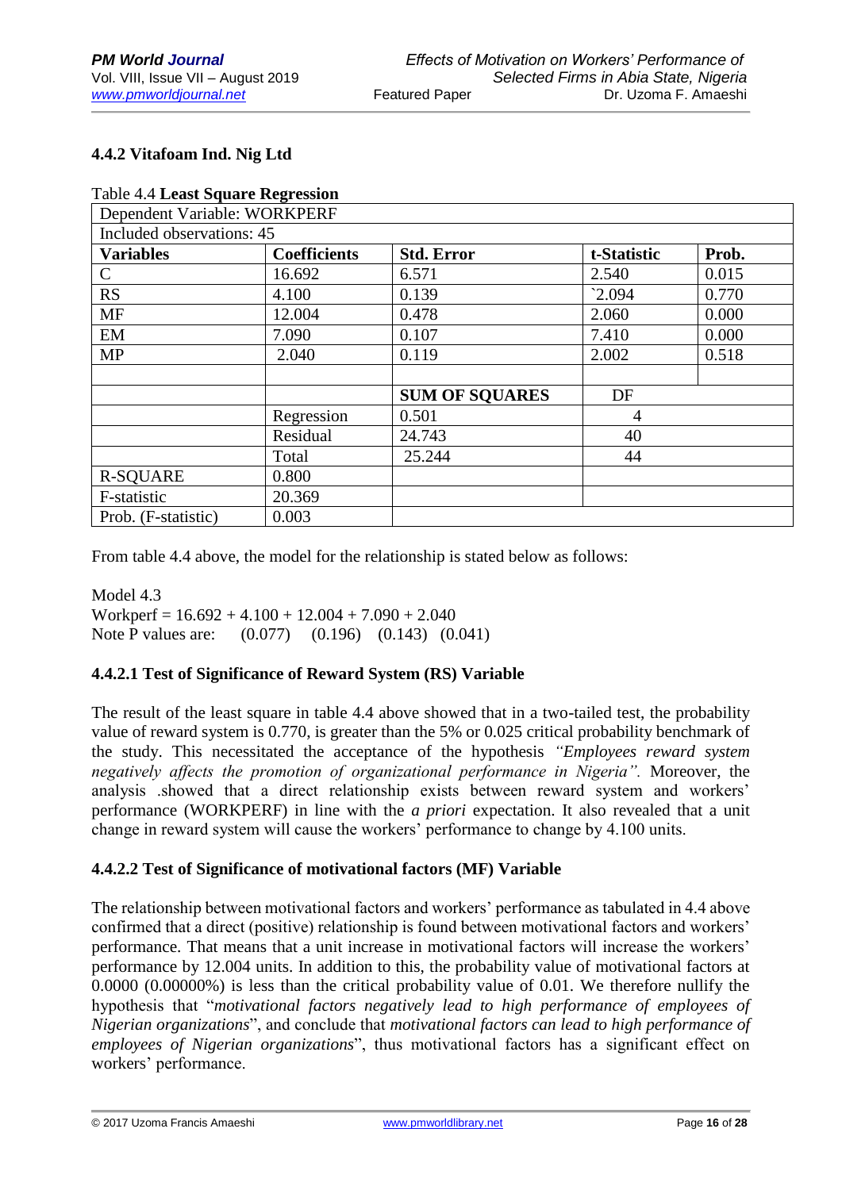### 4.4.2 Vitafoam Ind. Nig Ltd

Table 4.4 **Least Square Regression**

| Dependent Variable: WORKPERF | | | | |
|---|---|---|---|---|
| Included observations: 45 | | | | |
| **Variables** | **Coefficients** | **Std. Error** | **t-Statistic** | **Prob.** |
| C | 16.692 | 6.571 | 2.540 | 0.015 |
| RS | 4.100 | 0.139 | `2.094 | 0.770 |
| MF | 12.004 | 0.478 | 2.060 | 0.000 |
| EM | 7.090 | 0.107 | 7.410 | 0.000 |
| MP | 2.040 | 0.119 | 2.002 | 0.518 |
| | | | | |
| | | **SUM OF SQUARES** | DF | |
| | Regression | 0.501 | 4 | |
| | Residual | 24.743 | 40 | |
| | Total | 25.244 | 44 | |
| R-SQUARE | 0.800 | | | |
| F-statistic | 20.369 | | | |
| Prob. (F-statistic) | 0.003 | | | |

From table 4.4 above, the model for the relationship is stated below as follows:

Model 4.3

Workperf = 16.692 + 4.100 + 12.004 + 7.090 + 2.040

Note P values are: (0.077) (0.196) (0.143) (0.041)

#### 4.4.2.1 Test of Significance of Reward System (RS) Variable

The result of the least square in table 4.4 above showed that in a two-tailed test, the probability value of reward system is 0.770, is greater than the 5% or 0.025 critical probability benchmark of the study. This necessitated the acceptance of the hypothesis *"Employees reward system negatively affects the promotion of organizational performance in Nigeria".* Moreover, the analysis .showed that a direct relationship exists between reward system and workers' performance (WORKPERF) in line with the *a priori* expectation. It also revealed that a unit change in reward system will cause the workers' performance to change by 4.100 units.

#### 4.4.2.2 Test of Significance of motivational factors (MF) Variable

The relationship between motivational factors and workers' performance as tabulated in 4.4 above confirmed that a direct (positive) relationship is found between motivational factors and workers' performance. That means that a unit increase in motivational factors will increase the workers' performance by 12.004 units. In addition to this, the probability value of motivational factors at 0.0000 (0.00000%) is less than the critical probability value of 0.01. We therefore nullify the hypothesis that "*motivational factors negatively lead to high performance of employees of Nigerian organizations*", and conclude that *motivational factors can lead to high performance of employees of Nigerian organizations*", thus motivational factors has a significant effect on workers' performance.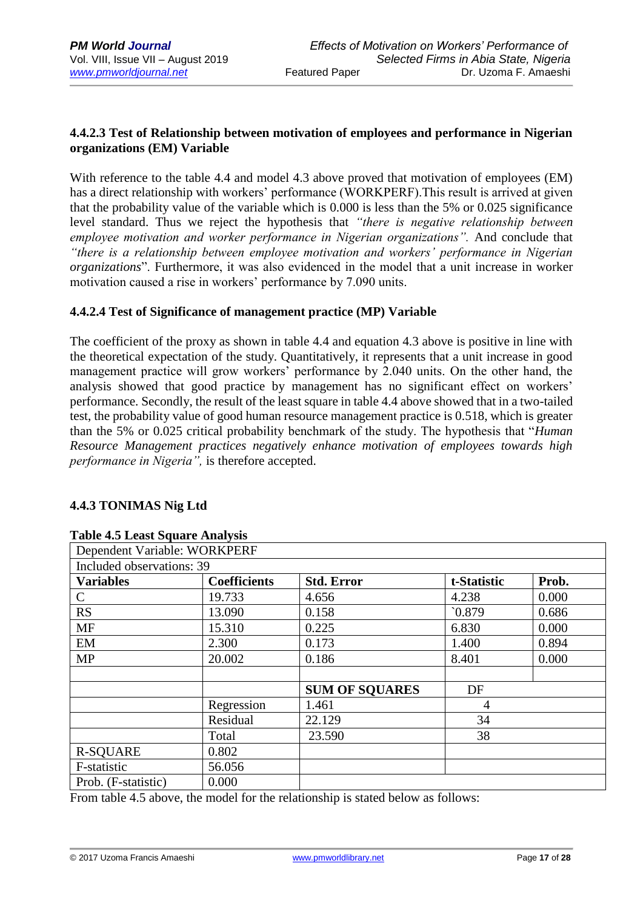#### 4.4.2.3 Test of Relationship between motivation of employees and performance in Nigerian organizations (EM) Variable

With reference to the table 4.4 and model 4.3 above proved that motivation of employees (EM) has a direct relationship with workers' performance (WORKPERF).This result is arrived at given that the probability value of the variable which is 0.000 is less than the 5% or 0.025 significance level standard. Thus we reject the hypothesis that *"there is negative relationship between employee motivation and worker performance in Nigerian organizations".* And conclude that *"there is a relationship between employee motivation and workers' performance in Nigerian organizations*". Furthermore, it was also evidenced in the model that a unit increase in worker motivation caused a rise in workers' performance by 7.090 units.

#### 4.4.2.4 Test of Significance of management practice (MP) Variable

The coefficient of the proxy as shown in table 4.4 and equation 4.3 above is positive in line with the theoretical expectation of the study. Quantitatively, it represents that a unit increase in good management practice will grow workers' performance by 2.040 units. On the other hand, the analysis showed that good practice by management has no significant effect on workers' performance. Secondly, the result of the least square in table 4.4 above showed that in a two-tailed test, the probability value of good human resource management practice is 0.518, which is greater than the 5% or 0.025 critical probability benchmark of the study. The hypothesis that "*Human Resource Management practices negatively enhance motivation of employees towards high performance in Nigeria",* is therefore accepted.

### 4.4.3 TONIMAS Nig Ltd

**Table 4.5 Least Square Analysis**

| Dependent Variable: WORKPERF | | | | |
|---|---|---|---|---|
| Included observations: 39 | | | | |
| **Variables** | **Coefficients** | **Std. Error** | **t-Statistic** | **Prob.** |
| C | 19.733 | 4.656 | 4.238 | 0.000 |
| RS | 13.090 | 0.158 | `0.879 | 0.686 |
| MF | 15.310 | 0.225 | 6.830 | 0.000 |
| EM | 2.300 | 0.173 | 1.400 | 0.894 |
| MP | 20.002 | 0.186 | 8.401 | 0.000 |
| | | | | |
| | | **SUM OF SQUARES** | DF | |
| | Regression | 1.461 | 4 | |
| | Residual | 22.129 | 34 | |
| | Total | 23.590 | 38 | |
| R-SQUARE | 0.802 | | | |
| F-statistic | 56.056 | | | |
| Prob. (F-statistic) | 0.000 | | | |

From table 4.5 above, the model for the relationship is stated below as follows: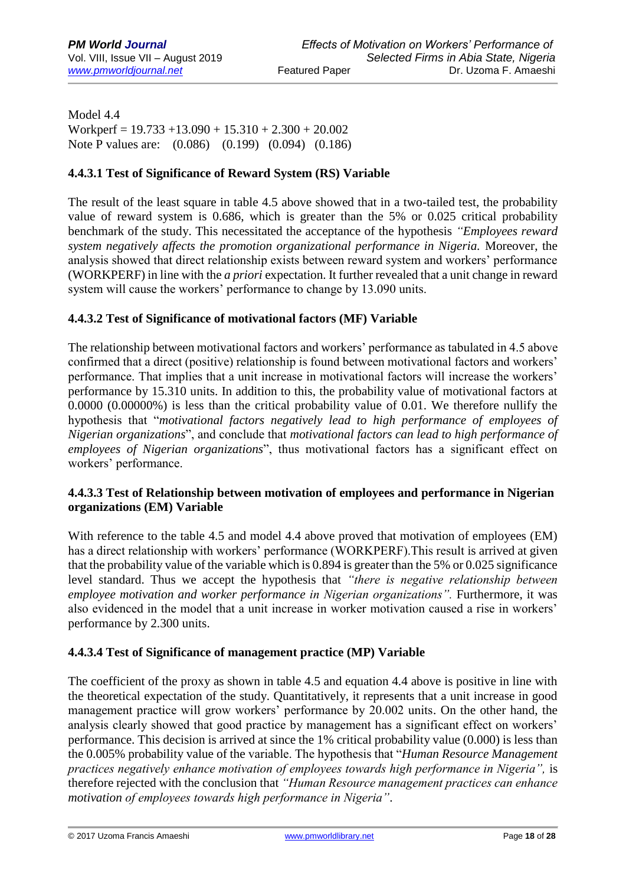Model 4.4

Workperf = 19.733 +13.090 + 15.310 + 2.300 + 20.002

Note P values are: (0.086) (0.199) (0.094) (0.186)

### 4.4.3.1 Test of Significance of Reward System (RS) Variable

The result of the least square in table 4.5 above showed that in a two-tailed test, the probability value of reward system is 0.686, which is greater than the 5% or 0.025 critical probability benchmark of the study. This necessitated the acceptance of the hypothesis *"Employees reward system negatively affects the promotion organizational performance in Nigeria.* Moreover, the analysis showed that direct relationship exists between reward system and workers' performance (WORKPERF) in line with the *a priori* expectation. It further revealed that a unit change in reward system will cause the workers' performance to change by 13.090 units.

### 4.4.3.2 Test of Significance of motivational factors (MF) Variable

The relationship between motivational factors and workers' performance as tabulated in 4.5 above confirmed that a direct (positive) relationship is found between motivational factors and workers' performance. That implies that a unit increase in motivational factors will increase the workers' performance by 15.310 units. In addition to this, the probability value of motivational factors at 0.0000 (0.00000%) is less than the critical probability value of 0.01. We therefore nullify the hypothesis that "*motivational factors negatively lead to high performance of employees of Nigerian organizations*", and conclude that *motivational factors can lead to high performance of employees of Nigerian organizations*", thus motivational factors has a significant effect on workers' performance.

### 4.4.3.3 Test of Relationship between motivation of employees and performance in Nigerian organizations (EM) Variable

With reference to the table 4.5 and model 4.4 above proved that motivation of employees (EM) has a direct relationship with workers' performance (WORKPERF).This result is arrived at given that the probability value of the variable which is 0.894 is greater than the 5% or 0.025 significance level standard. Thus we accept the hypothesis that *"there is negative relationship between employee motivation and worker performance in Nigerian organizations".* Furthermore, it was also evidenced in the model that a unit increase in worker motivation caused a rise in workers' performance by 2.300 units.

### 4.4.3.4 Test of Significance of management practice (MP) Variable

The coefficient of the proxy as shown in table 4.5 and equation 4.4 above is positive in line with the theoretical expectation of the study. Quantitatively, it represents that a unit increase in good management practice will grow workers' performance by 20.002 units. On the other hand, the analysis clearly showed that good practice by management has a significant effect on workers' performance. This decision is arrived at since the 1% critical probability value (0.000) is less than the 0.005% probability value of the variable. The hypothesis that "*Human Resource Management practices negatively enhance motivation of employees towards high performance in Nigeria",* is therefore rejected with the conclusion that *"Human Resource management practices can enhance motivation of employees towards high performance in Nigeria"*.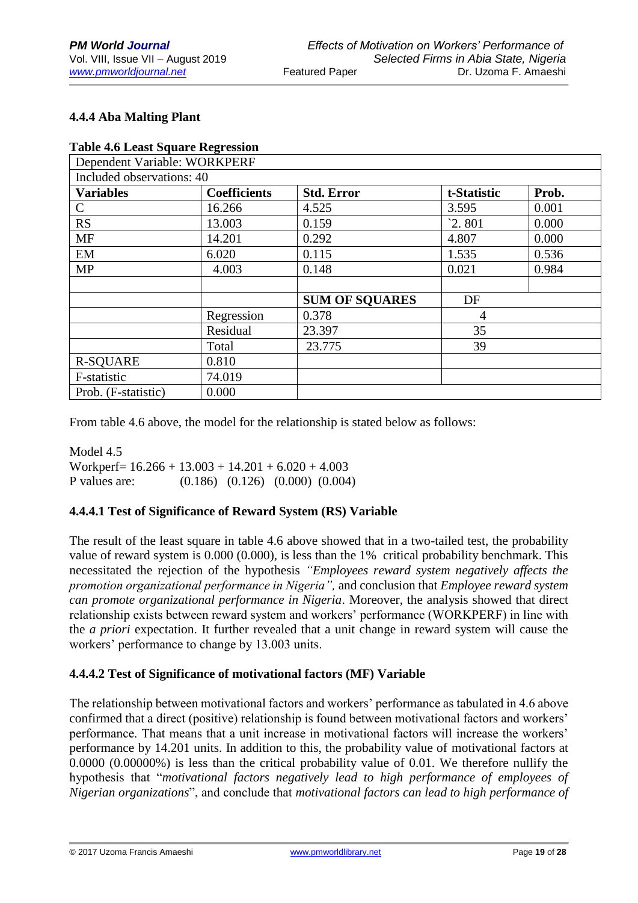### 4.4.4 Aba Malting Plant

**Table 4.6 Least Square Regression**

| Dependent Variable: WORKPERF | | | | |
|---|---|---|---|---|
| Included observations: 40 | | | | |
| **Variables** | **Coefficients** | **Std. Error** | **t-Statistic** | **Prob.** |
| C | 16.266 | 4.525 | 3.595 | 0.001 |
| RS | 13.003 | 0.159 | `2. 801 | 0.000 |
| MF | 14.201 | 0.292 | 4.807 | 0.000 |
| EM | 6.020 | 0.115 | 1.535 | 0.536 |
| MP | 4.003 | 0.148 | 0.021 | 0.984 |
| | | | | |
| | | **SUM OF SQUARES** | DF | |
| | Regression | 0.378 | 4 | |
| | Residual | 23.397 | 35 | |
| | Total | 23.775 | 39 | |
| R-SQUARE | 0.810 | | | |
| F-statistic | 74.019 | | | |
| Prob. (F-statistic) | 0.000 | | | |

From table 4.6 above, the model for the relationship is stated below as follows:

Model 4.5
Workperf= 16.266 + 13.003 + 14.201 + 6.020 + 4.003
P values are: (0.186) (0.126) (0.000) (0.004)

### 4.4.4.1 Test of Significance of Reward System (RS) Variable

The result of the least square in table 4.6 above showed that in a two-tailed test, the probability value of reward system is 0.000 (0.000), is less than the 1% critical probability benchmark. This necessitated the rejection of the hypothesis *"Employees reward system negatively affects the promotion organizational performance in Nigeria",* and conclusion that *Employee reward system can promote organizational performance in Nigeria*. Moreover, the analysis showed that direct relationship exists between reward system and workers' performance (WORKPERF) in line with the *a priori* expectation. It further revealed that a unit change in reward system will cause the workers' performance to change by 13.003 units.

### 4.4.4.2 Test of Significance of motivational factors (MF) Variable

The relationship between motivational factors and workers' performance as tabulated in 4.6 above confirmed that a direct (positive) relationship is found between motivational factors and workers' performance. That means that a unit increase in motivational factors will increase the workers' performance by 14.201 units. In addition to this, the probability value of motivational factors at 0.0000 (0.00000%) is less than the critical probability value of 0.01. We therefore nullify the hypothesis that "*motivational factors negatively lead to high performance of employees of Nigerian organizations*", and conclude that *motivational factors can lead to high performance of*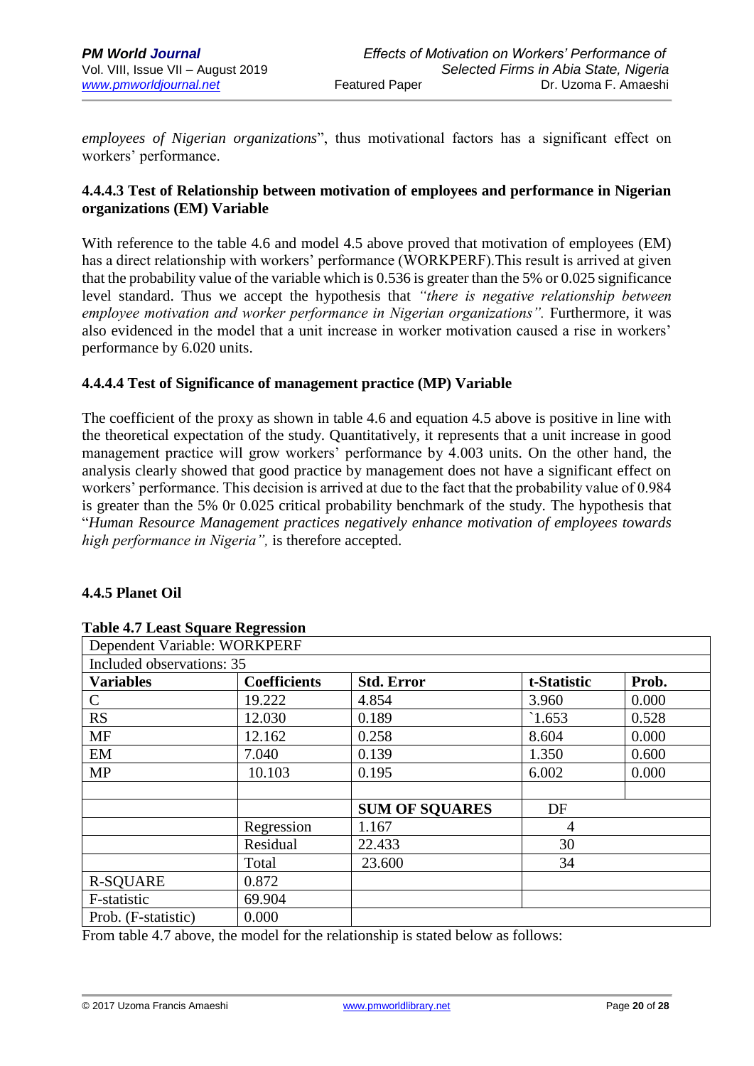*employees of Nigerian organizations*", thus motivational factors has a significant effect on workers' performance.

#### 4.4.4.3 Test of Relationship between motivation of employees and performance in Nigerian organizations (EM) Variable

With reference to the table 4.6 and model 4.5 above proved that motivation of employees (EM) has a direct relationship with workers' performance (WORKPERF).This result is arrived at given that the probability value of the variable which is 0.536 is greater than the 5% or 0.025 significance level standard. Thus we accept the hypothesis that *"there is negative relationship between employee motivation and worker performance in Nigerian organizations".* Furthermore, it was also evidenced in the model that a unit increase in worker motivation caused a rise in workers' performance by 6.020 units.

#### 4.4.4.4 Test of Significance of management practice (MP) Variable

The coefficient of the proxy as shown in table 4.6 and equation 4.5 above is positive in line with the theoretical expectation of the study. Quantitatively, it represents that a unit increase in good management practice will grow workers' performance by 4.003 units. On the other hand, the analysis clearly showed that good practice by management does not have a significant effect on workers' performance. This decision is arrived at due to the fact that the probability value of 0.984 is greater than the 5% 0r 0.025 critical probability benchmark of the study. The hypothesis that "*Human Resource Management practices negatively enhance motivation of employees towards high performance in Nigeria",* is therefore accepted.

### 4.4.5 Planet Oil

**Table 4.7 Least Square Regression**

| Dependent Variable: WORKPERF | | | | |
|---|---|---|---|---|
| Included observations: 35 | | | | |
| **Variables** | **Coefficients** | **Std. Error** | **t-Statistic** | **Prob.** |
| C | 19.222 | 4.854 | 3.960 | 0.000 |
| RS | 12.030 | 0.189 | `1.653 | 0.528 |
| MF | 12.162 | 0.258 | 8.604 | 0.000 |
| EM | 7.040 | 0.139 | 1.350 | 0.600 |
| MP | 10.103 | 0.195 | 6.002 | 0.000 |
| | | | | |
| | | **SUM OF SQUARES** | DF | |
| | Regression | 1.167 | 4 | |
| | Residual | 22.433 | 30 | |
| | Total | 23.600 | 34 | |
| R-SQUARE | 0.872 | | | |
| F-statistic | 69.904 | | | |
| Prob. (F-statistic) | 0.000 | | | |

From table 4.7 above, the model for the relationship is stated below as follows: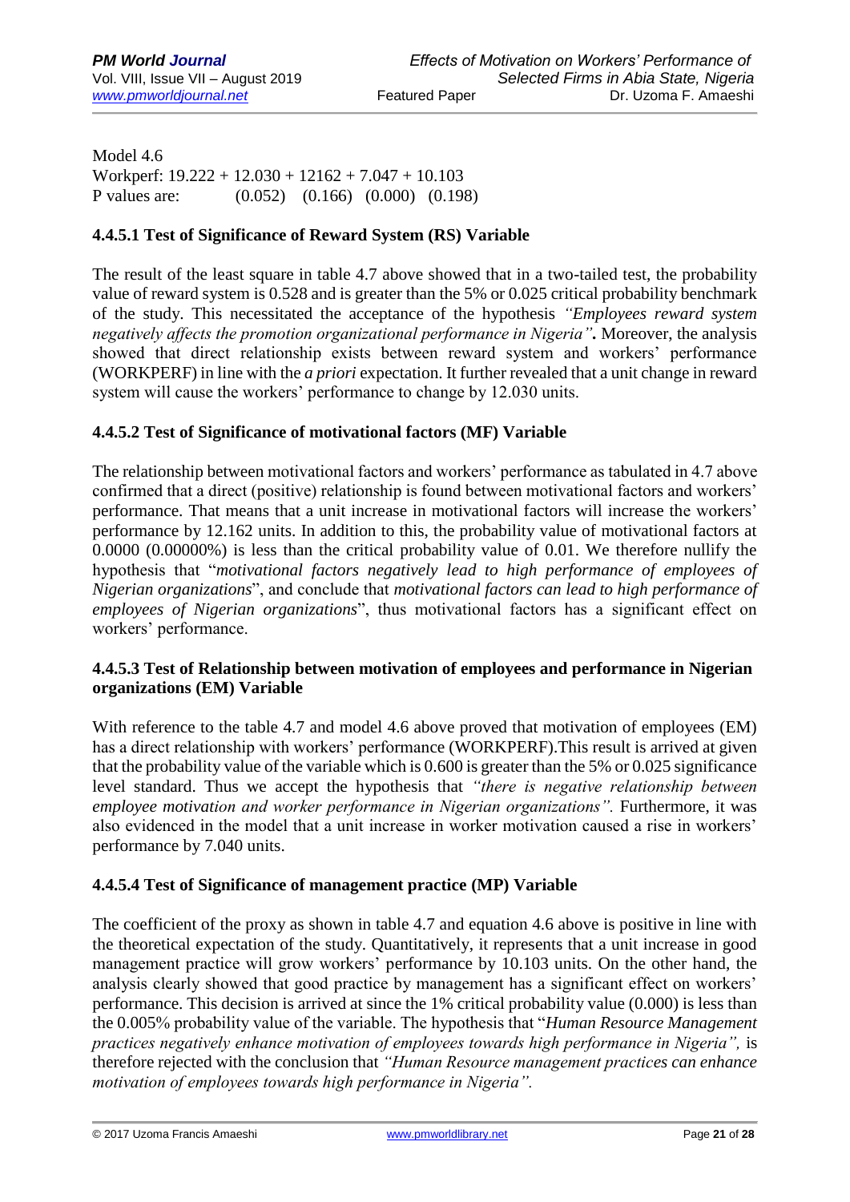Model 4.6

Workperf: 19.222 + 12.030 + 12162 + 7.047 + 10.103

P values are: (0.052) (0.166) (0.000) (0.198)

### 4.4.5.1 Test of Significance of Reward System (RS) Variable

The result of the least square in table 4.7 above showed that in a two-tailed test, the probability value of reward system is 0.528 and is greater than the 5% or 0.025 critical probability benchmark of the study. This necessitated the acceptance of the hypothesis *"Employees reward system negatively affects the promotion organizational performance in Nigeria"***.** Moreover, the analysis showed that direct relationship exists between reward system and workers' performance (WORKPERF) in line with the *a priori* expectation. It further revealed that a unit change in reward system will cause the workers' performance to change by 12.030 units.

### 4.4.5.2 Test of Significance of motivational factors (MF) Variable

The relationship between motivational factors and workers' performance as tabulated in 4.7 above confirmed that a direct (positive) relationship is found between motivational factors and workers' performance. That means that a unit increase in motivational factors will increase the workers' performance by 12.162 units. In addition to this, the probability value of motivational factors at 0.0000 (0.00000%) is less than the critical probability value of 0.01. We therefore nullify the hypothesis that "*motivational factors negatively lead to high performance of employees of Nigerian organizations*", and conclude that *motivational factors can lead to high performance of employees of Nigerian organizations*", thus motivational factors has a significant effect on workers' performance.

### 4.4.5.3 Test of Relationship between motivation of employees and performance in Nigerian organizations (EM) Variable

With reference to the table 4.7 and model 4.6 above proved that motivation of employees (EM) has a direct relationship with workers' performance (WORKPERF).This result is arrived at given that the probability value of the variable which is 0.600 is greater than the 5% or 0.025 significance level standard. Thus we accept the hypothesis that *"there is negative relationship between employee motivation and worker performance in Nigerian organizations".* Furthermore, it was also evidenced in the model that a unit increase in worker motivation caused a rise in workers' performance by 7.040 units.

### 4.4.5.4 Test of Significance of management practice (MP) Variable

The coefficient of the proxy as shown in table 4.7 and equation 4.6 above is positive in line with the theoretical expectation of the study. Quantitatively, it represents that a unit increase in good management practice will grow workers' performance by 10.103 units. On the other hand, the analysis clearly showed that good practice by management has a significant effect on workers' performance. This decision is arrived at since the 1% critical probability value (0.000) is less than the 0.005% probability value of the variable. The hypothesis that "*Human Resource Management practices negatively enhance motivation of employees towards high performance in Nigeria",* is therefore rejected with the conclusion that *"Human Resource management practices can enhance motivation of employees towards high performance in Nigeria".*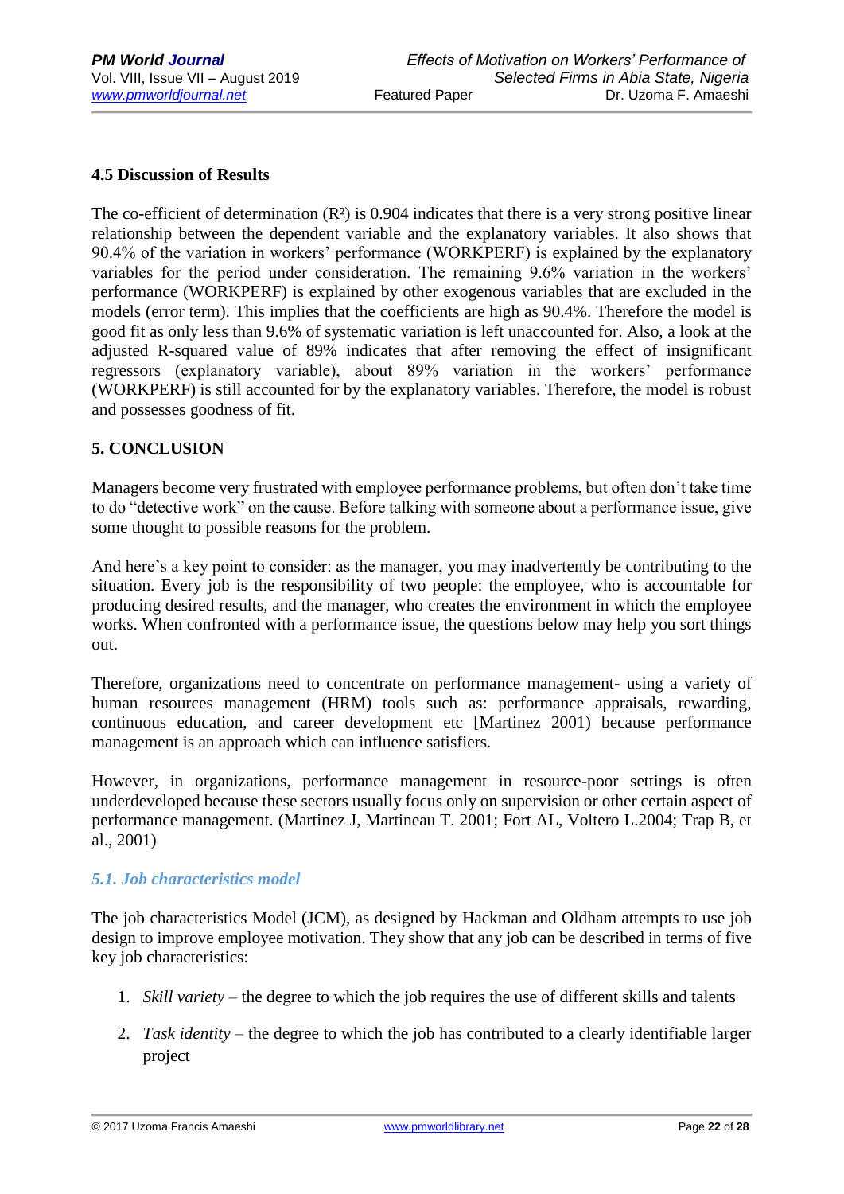### 4.5 Discussion of Results

The co-efficient of determination ($R^2$) is 0.904 indicates that there is a very strong positive linear relationship between the dependent variable and the explanatory variables. It also shows that 90.4% of the variation in workers' performance (WORKPERF) is explained by the explanatory variables for the period under consideration. The remaining 9.6% variation in the workers' performance (WORKPERF) is explained by other exogenous variables that are excluded in the models (error term). This implies that the coefficients are high as 90.4%. Therefore the model is good fit as only less than 9.6% of systematic variation is left unaccounted for. Also, a look at the adjusted R-squared value of 89% indicates that after removing the effect of insignificant regressors (explanatory variable), about 89% variation in the workers' performance (WORKPERF) is still accounted for by the explanatory variables. Therefore, the model is robust and possesses goodness of fit.

## 5. CONCLUSION

Managers become very frustrated with employee performance problems, but often don't take time to do "detective work" on the cause. Before talking with someone about a performance issue, give some thought to possible reasons for the problem.

And here's a key point to consider: as the manager, you may inadvertently be contributing to the situation. Every job is the responsibility of two people: the employee, who is accountable for producing desired results, and the manager, who creates the environment in which the employee works. When confronted with a performance issue, the questions below may help you sort things out.

Therefore, organizations need to concentrate on performance management- using a variety of human resources management (HRM) tools such as: performance appraisals, rewarding, continuous education, and career development etc [Martinez 2001) because performance management is an approach which can influence satisfiers.

However, in organizations, performance management in resource-poor settings is often underdeveloped because these sectors usually focus only on supervision or other certain aspect of performance management. (Martinez J, Martineau T. 2001; Fort AL, Voltero L.2004; Trap B, et al., 2001)

### *5.1. Job characteristics model*

The job characteristics Model (JCM), as designed by Hackman and Oldham attempts to use job design to improve employee motivation. They show that any job can be described in terms of five key job characteristics:

1. *Skill variety* – the degree to which the job requires the use of different skills and talents
2. *Task identity* – the degree to which the job has contributed to a clearly identifiable larger project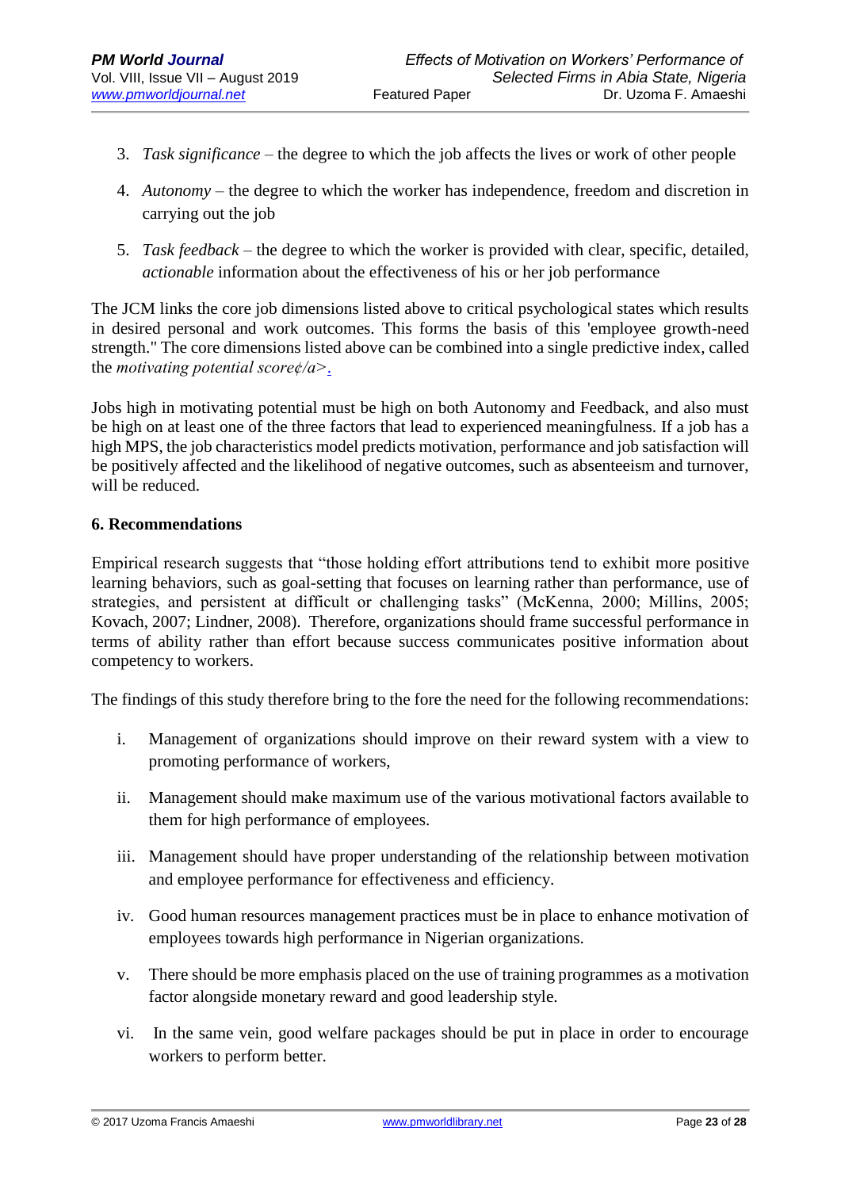3. *Task significance* – the degree to which the job affects the lives or work of other people

4. *Autonomy* – the degree to which the worker has independence, freedom and discretion in carrying out the job

5. *Task feedback* – the degree to which the worker is provided with clear, specific, detailed, *actionable* information about the effectiveness of his or her job performance

The JCM links the core job dimensions listed above to critical psychological states which results in desired personal and work outcomes. This forms the basis of this 'employee growth-need strength." The core dimensions listed above can be combined into a single predictive index, called the *motivating potential score¢/a>*.

Jobs high in motivating potential must be high on both Autonomy and Feedback, and also must be high on at least one of the three factors that lead to experienced meaningfulness. If a job has a high MPS, the job characteristics model predicts motivation, performance and job satisfaction will be positively affected and the likelihood of negative outcomes, such as absenteeism and turnover, will be reduced.

**6. Recommendations**

Empirical research suggests that "those holding effort attributions tend to exhibit more positive learning behaviors, such as goal-setting that focuses on learning rather than performance, use of strategies, and persistent at difficult or challenging tasks" (McKenna, 2000; Millins, 2005; Kovach, 2007; Lindner, 2008). Therefore, organizations should frame successful performance in terms of ability rather than effort because success communicates positive information about competency to workers.

The findings of this study therefore bring to the fore the need for the following recommendations:

i. Management of organizations should improve on their reward system with a view to promoting performance of workers,

ii. Management should make maximum use of the various motivational factors available to them for high performance of employees.

iii. Management should have proper understanding of the relationship between motivation and employee performance for effectiveness and efficiency.

iv. Good human resources management practices must be in place to enhance motivation of employees towards high performance in Nigerian organizations.

v. There should be more emphasis placed on the use of training programmes as a motivation factor alongside monetary reward and good leadership style.

vi. In the same vein, good welfare packages should be put in place in order to encourage workers to perform better.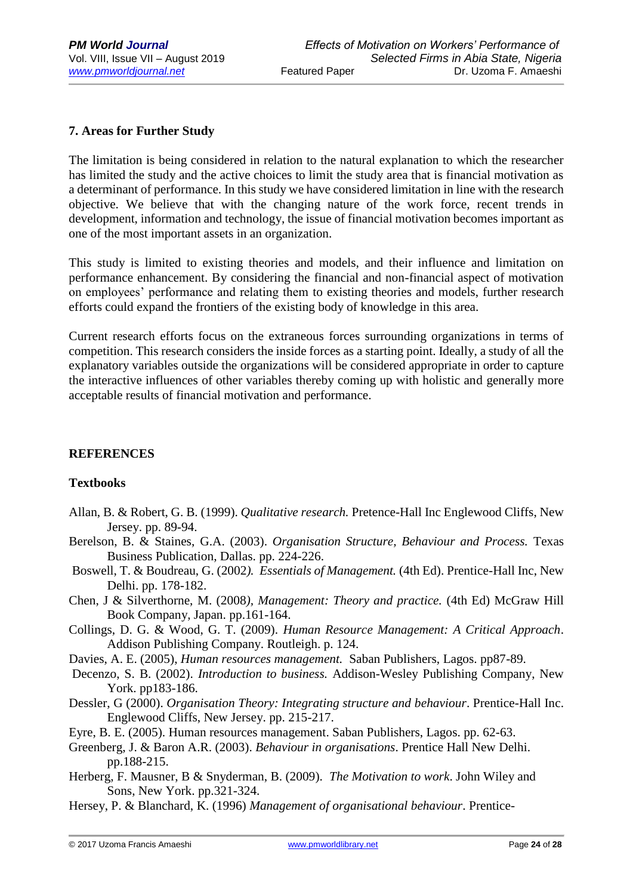## 7. Areas for Further Study

The limitation is being considered in relation to the natural explanation to which the researcher has limited the study and the active choices to limit the study area that is financial motivation as a determinant of performance. In this study we have considered limitation in line with the research objective. We believe that with the changing nature of the work force, recent trends in development, information and technology, the issue of financial motivation becomes important as one of the most important assets in an organization.

This study is limited to existing theories and models, and their influence and limitation on performance enhancement. By considering the financial and non-financial aspect of motivation on employees' performance and relating them to existing theories and models, further research efforts could expand the frontiers of the existing body of knowledge in this area.

Current research efforts focus on the extraneous forces surrounding organizations in terms of competition. This research considers the inside forces as a starting point. Ideally, a study of all the explanatory variables outside the organizations will be considered appropriate in order to capture the interactive influences of other variables thereby coming up with holistic and generally more acceptable results of financial motivation and performance.

## REFERENCES

### Textbooks

Allan, B. & Robert, G. B. (1999). *Qualitative research.* Pretence-Hall Inc Englewood Cliffs, New Jersey. pp. 89-94.

Berelson, B. & Staines, G.A. (2003). *Organisation Structure, Behaviour and Process.* Texas Business Publication, Dallas. pp. 224-226.

Boswell, T. & Boudreau, G. (2002*). Essentials of Management.* (4th Ed). Prentice-Hall Inc, New Delhi. pp. 178-182.

Chen, J & Silverthorne, M. (2008*), Management: Theory and practice.* (4th Ed) McGraw Hill Book Company, Japan. pp.161-164.

Collings, D. G. & Wood, G. T. (2009). *Human Resource Management: A Critical Approach*. Addison Publishing Company. Routleigh. p. 124.

Davies, A. E. (2005), *Human resources management.* Saban Publishers, Lagos. pp87-89.

Decenzo, S. B. (2002). *Introduction to business.* Addison-Wesley Publishing Company, New York. pp183-186.

Dessler, G (2000). *Organisation Theory: Integrating structure and behaviour*. Prentice-Hall Inc. Englewood Cliffs, New Jersey. pp. 215-217.

Eyre, B. E. (2005). Human resources management. Saban Publishers, Lagos. pp. 62-63.

Greenberg, J. & Baron A.R. (2003). *Behaviour in organisations*. Prentice Hall New Delhi. pp.188-215.

Herberg, F. Mausner, B & Snyderman, B. (2009). *The Motivation to work*. John Wiley and Sons, New York. pp.321-324.

Hersey, P. & Blanchard, K. (1996) *Management of organisational behaviour*. Prentice-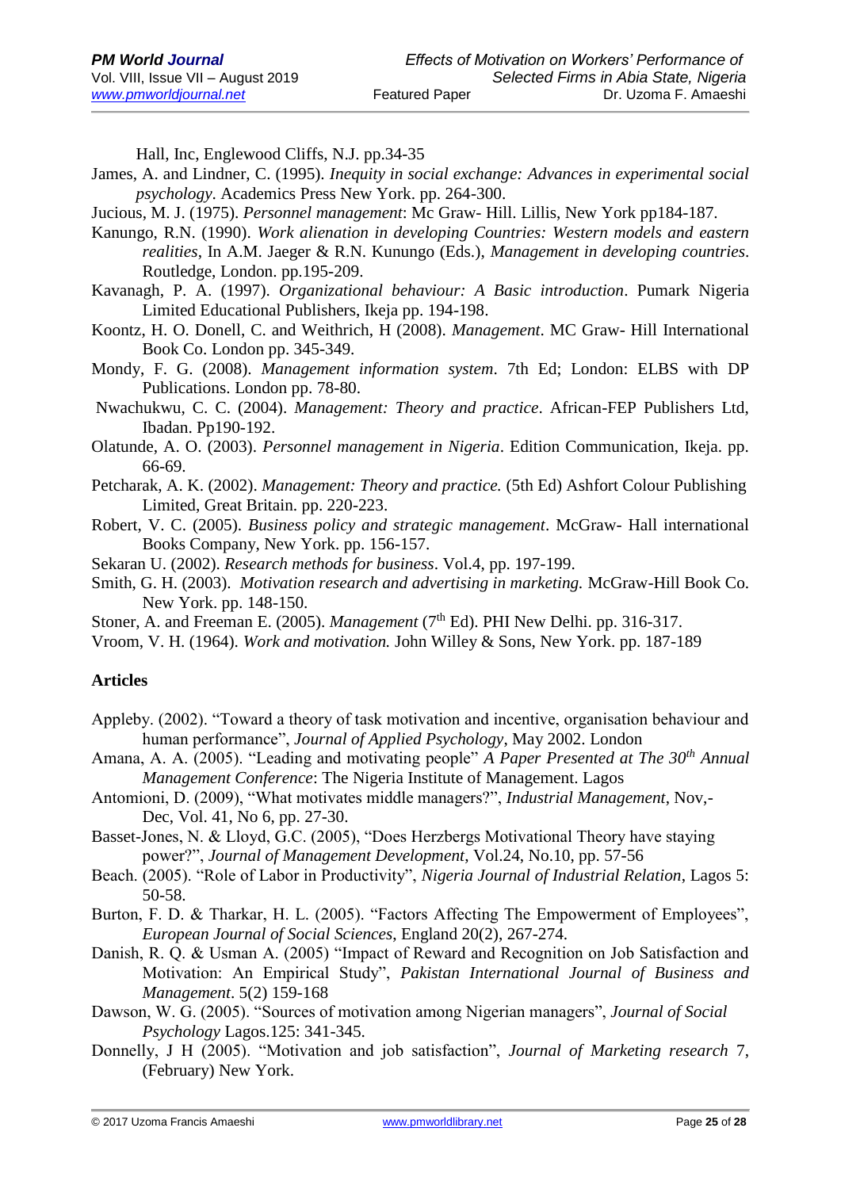Hall, Inc, Englewood Cliffs, N.J. pp.34-35

James, A. and Lindner, C. (1995). *Inequity in social exchange: Advances in experimental social psychology.* Academics Press New York. pp. 264-300.

Jucious, M. J. (1975). *Personnel management*: Mc Graw- Hill. Lillis, New York pp184-187.

Kanungo, R.N. (1990). *Work alienation in developing Countries: Western models and eastern realities*, In A.M. Jaeger & R.N. Kunungo (Eds.), *Management in developing countries*. Routledge, London. pp.195-209.

Kavanagh, P. A. (1997). *Organizational behaviour: A Basic introduction*. Pumark Nigeria Limited Educational Publishers, Ikeja pp. 194-198.

Koontz, H. O. Donell, C. and Weithrich, H (2008). *Management*. MC Graw- Hill International Book Co. London pp. 345-349.

Mondy, F. G. (2008). *Management information system*. 7th Ed; London: ELBS with DP Publications. London pp. 78-80.

Nwachukwu, C. C. (2004). *Management: Theory and practice*. African-FEP Publishers Ltd, Ibadan. Pp190-192.

Olatunde, A. O. (2003). *Personnel management in Nigeria*. Edition Communication, Ikeja. pp. 66-69.

Petcharak, A. K. (2002). *Management: Theory and practice.* (5th Ed) Ashfort Colour Publishing Limited, Great Britain. pp. 220-223.

Robert, V. C. (2005). *Business policy and strategic management*. McGraw- Hall international Books Company, New York. pp. 156-157.

Sekaran U. (2002). *Research methods for business*. Vol.4, pp. 197-199.

Smith, G. H. (2003). *Motivation research and advertising in marketing.* McGraw-Hill Book Co. New York. pp. 148-150.

Stoner, A. and Freeman E. (2005). *Management* (7th Ed). PHI New Delhi. pp. 316-317.

Vroom, V. H. (1964). *Work and motivation.* John Willey & Sons, New York. pp. 187-189

**Articles**

Appleby. (2002). "Toward a theory of task motivation and incentive, organisation behaviour and human performance", *Journal of Applied Psychology*, May 2002. London

Amana, A. A. (2005). "Leading and motivating people" *A Paper Presented at The 30th Annual Management Conference*: The Nigeria Institute of Management. Lagos

Antomioni, D. (2009), "What motivates middle managers?", *Industrial Management*, Nov,-Dec, Vol. 41, No 6, pp. 27-30.

Basset-Jones, N. & Lloyd, G.C. (2005), "Does Herzbergs Motivational Theory have staying power?", *Journal of Management Development*, Vol.24, No.10, pp. 57-56

Beach. (2005). "Role of Labor in Productivity", *Nigeria Journal of Industrial Relation*, Lagos 5: 50-58.

Burton, F. D. & Tharkar, H. L. (2005). "Factors Affecting The Empowerment of Employees", *European Journal of Social Sciences*, England 20(2), 267-274.

Danish, R. Q. & Usman A. (2005) "Impact of Reward and Recognition on Job Satisfaction and Motivation: An Empirical Study", *Pakistan International Journal of Business and Management*. 5(2) 159-168

Dawson, W. G. (2005). "Sources of motivation among Nigerian managers", *Journal of Social Psychology* Lagos.125: 341-345.

Donnelly, J H (2005). "Motivation and job satisfaction", *Journal of Marketing research* 7, (February) New York.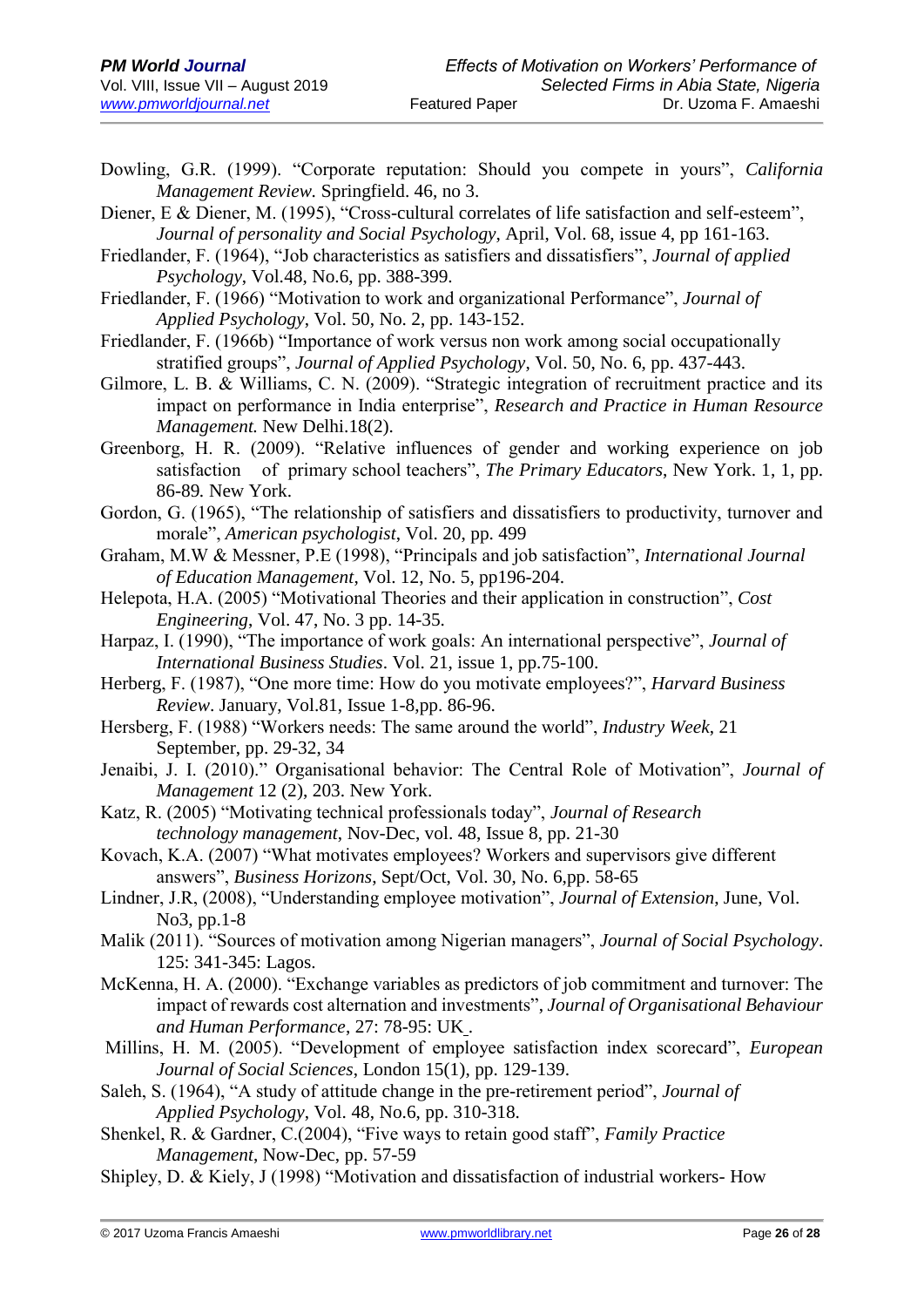Dowling, G.R. (1999). “Corporate reputation: Should you compete in yours”, *California Management Review.* Springfield. 46, no 3.

Diener, E & Diener, M. (1995), “Cross-cultural correlates of life satisfaction and self-esteem”, *Journal of personality and Social Psychology*, April, Vol. 68, issue 4, pp 161-163.

Friedlander, F. (1964), “Job characteristics as satisfiers and dissatisfiers”, *Journal of applied Psychology*, Vol.48, No.6, pp. 388-399.

Friedlander, F. (1966) “Motivation to work and organizational Performance”, *Journal of Applied Psychology*, Vol. 50, No. 2, pp. 143-152.

Friedlander, F. (1966b) “Importance of work versus non work among social occupationally stratified groups”, *Journal of Applied Psychology*, Vol. 50, No. 6, pp. 437-443.

Gilmore, L. B. & Williams, C. N. (2009). “Strategic integration of recruitment practice and its impact on performance in India enterprise”, *Research and Practice in Human Resource Management.* New Delhi.18(2).

Greenborg, H. R. (2009). “Relative influences of gender and working experience on job satisfaction of primary school teachers”, *The Primary Educators*, New York. 1, 1, pp. 86-89. New York.

Gordon, G. (1965), “The relationship of satisfiers and dissatisfiers to productivity, turnover and morale”, *American psychologist*, Vol. 20, pp. 499

Graham, M.W & Messner, P.E (1998), “Principals and job satisfaction”, *International Journal of Education Management*, Vol. 12, No. 5, pp196-204.

Helepota, H.A. (2005) “Motivational Theories and their application in construction”, *Cost Engineering*, Vol. 47, No. 3 pp. 14-35.

Harpaz, I. (1990), “The importance of work goals: An international perspective”, *Journal of International Business Studies*. Vol. 21, issue 1, pp.75-100.

Herberg, F. (1987), “One more time: How do you motivate employees?”, *Harvard Business Review*. January, Vol.81, Issue 1-8,pp. 86-96.

Hersberg, F. (1988) “Workers needs: The same around the world”, *Industry Week*, 21 September, pp. 29-32, 34

Jenaibi, J. I. (2010).” Organisational behavior: The Central Role of Motivation”, *Journal of Management* 12 (2), 203. New York.

Katz, R. (2005) “Motivating technical professionals today”, *Journal of Research technology management*, Nov-Dec, vol. 48, Issue 8, pp. 21-30

Kovach, K.A. (2007) “What motivates employees? Workers and supervisors give different answers”, *Business Horizons*, Sept/Oct, Vol. 30, No. 6,pp. 58-65

Lindner, J.R, (2008), “Understanding employee motivation”, *Journal of Extension*, June, Vol. No3, pp.1-8

Malik (2011). “Sources of motivation among Nigerian managers”, *Journal of Social Psychology*. 125: 341-345: Lagos.

McKenna, H. A. (2000). “Exchange variables as predictors of job commitment and turnover: The impact of rewards cost alternation and investments”, *Journal of Organisational Behaviour and Human Performance*, 27: 78-95: UK.

Millins, H. M. (2005). “Development of employee satisfaction index scorecard”, *European Journal of Social Sciences*, London 15(1), pp. 129-139.

Saleh, S. (1964), “A study of attitude change in the pre-retirement period”, *Journal of Applied Psychology*, Vol. 48, No.6, pp. 310-318.

Shenkel, R. & Gardner, C.(2004), “Five ways to retain good staff”, *Family Practice Management*, Now-Dec, pp. 57-59

Shipley, D. & Kiely, J (1998) “Motivation and dissatisfaction of industrial workers- How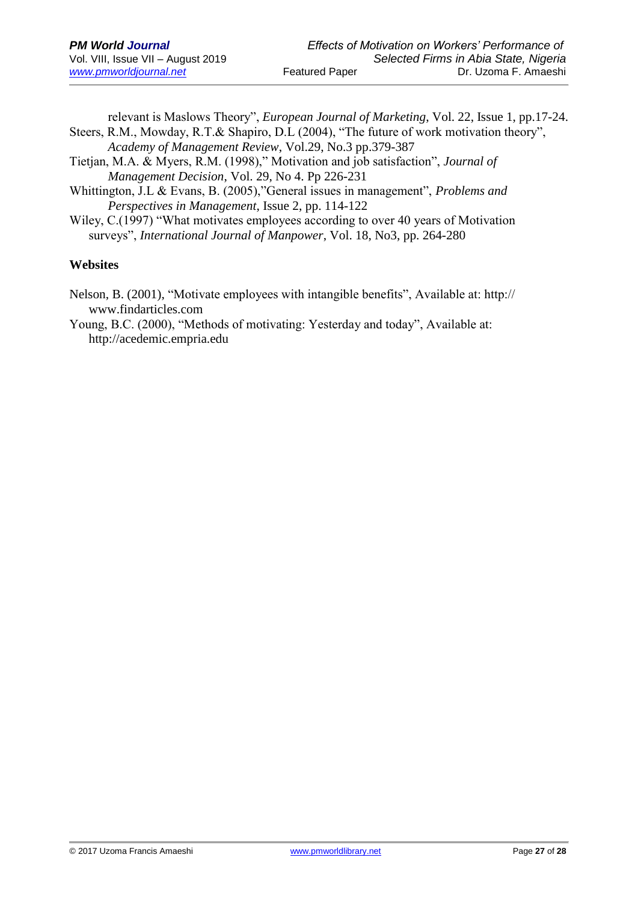relevant is Maslows Theory", *European Journal of Marketing*, Vol. 22, Issue 1, pp.17-24.

Steers, R.M., Mowday, R.T.& Shapiro, D.L (2004), "The future of work motivation theory", *Academy of Management Review*, Vol.29, No.3 pp.379-387

Tietjan, M.A. & Myers, R.M. (1998)," Motivation and job satisfaction", *Journal of Management Decision*, Vol. 29, No 4. Pp 226-231

Whittington, J.L & Evans, B. (2005),"General issues in management", *Problems and Perspectives in Management*, Issue 2, pp. 114-122

Wiley, C.(1997) "What motivates employees according to over 40 years of Motivation surveys", *International Journal of Manpower*, Vol. 18, No3, pp. 264-280

## Websites

Nelson, B. (2001), "Motivate employees with intangible benefits", Available at: http:// www.findarticles.com

Young, B.C. (2000), "Methods of motivating: Yesterday and today", Available at: http://acedemic.empria.edu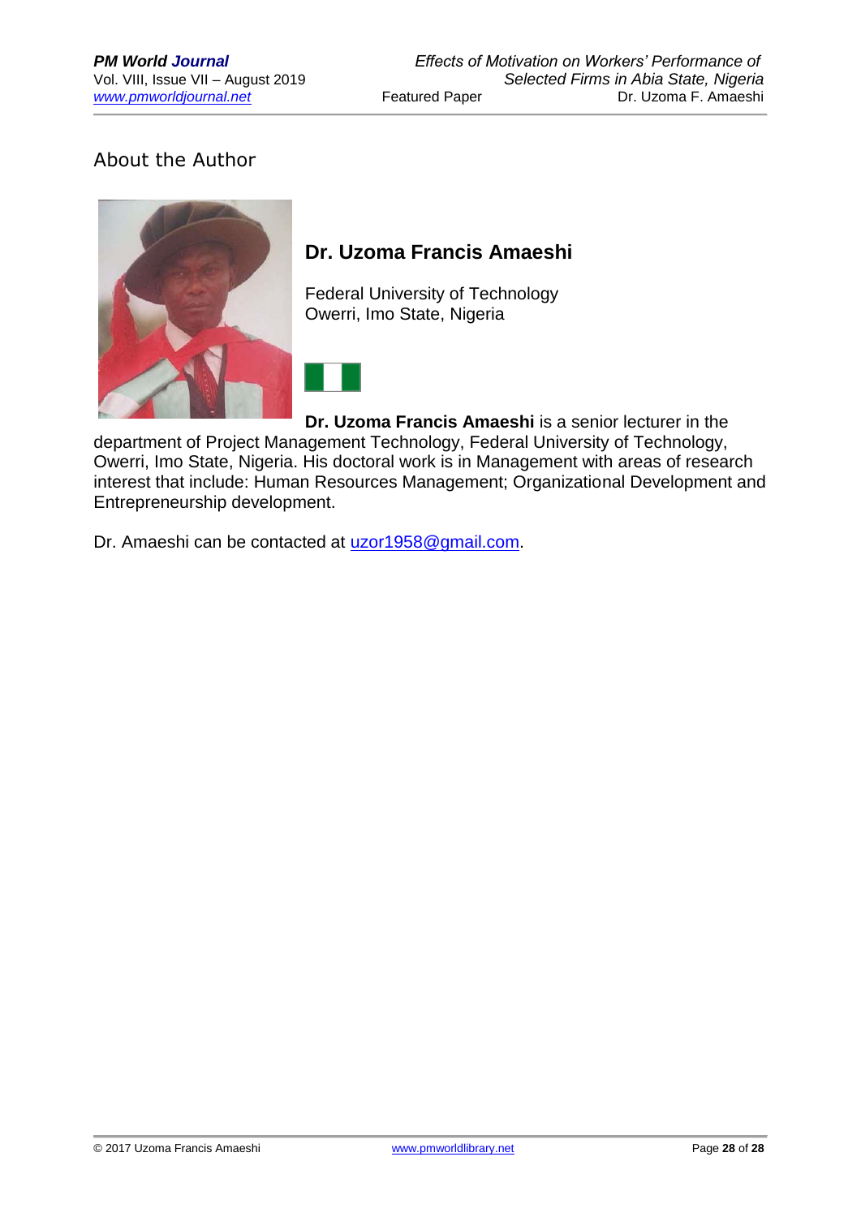## About the Author

### Dr. Uzoma Francis Amaeshi

Federal University of Technology
Owerri, Imo State, Nigeria

**Dr. Uzoma Francis Amaeshi** is a senior lecturer in the department of Project Management Technology, Federal University of Technology, Owerri, Imo State, Nigeria. His doctoral work is in Management with areas of research interest that include: Human Resources Management; Organizational Development and Entrepreneurship development.

Dr. Amaeshi can be contacted at uzor1958@gmail.com.